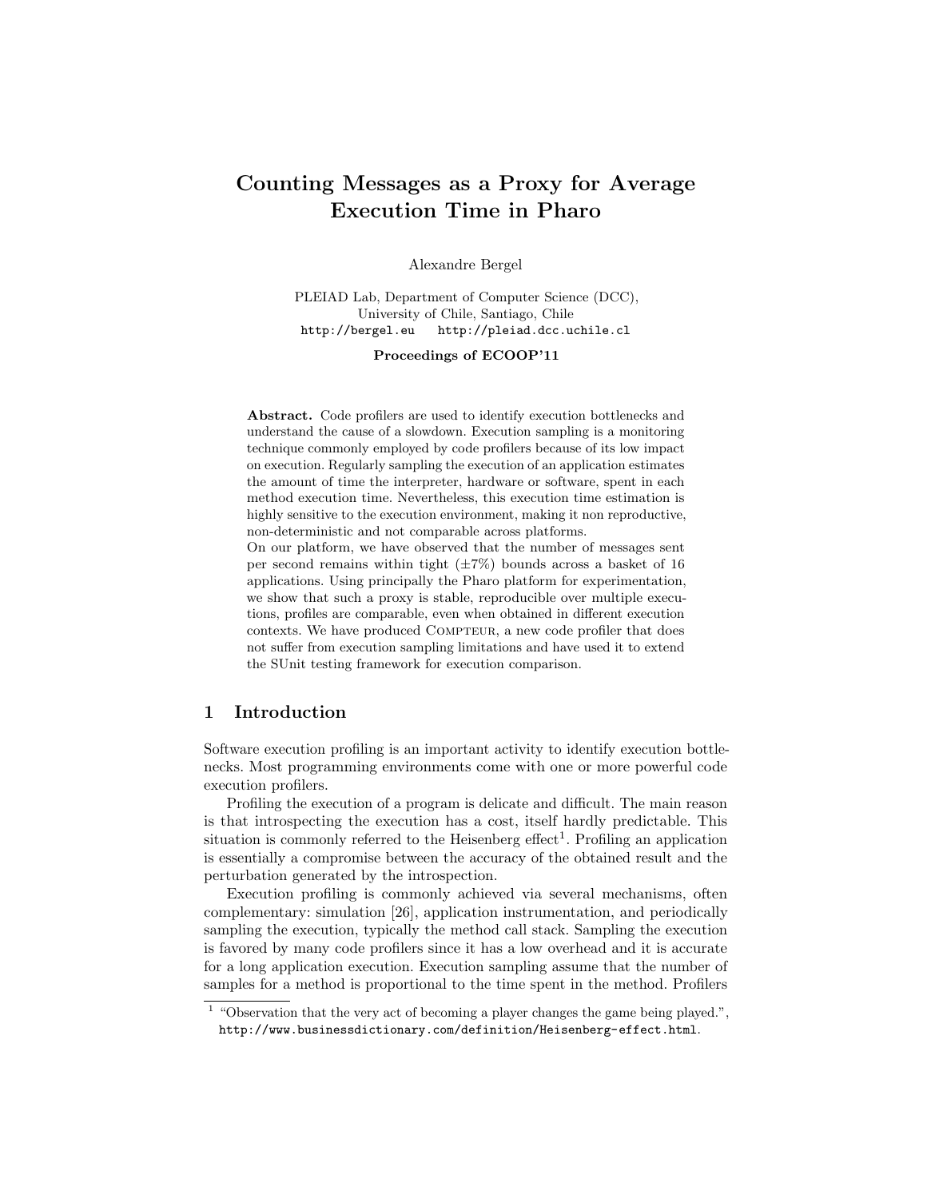# Counting Messages as a Proxy for Average Execution Time in Pharo

Alexandre Bergel

PLEIAD Lab, Department of Computer Science (DCC),
University of Chile, Santiago, Chile
http://bergel.eu http://pleiad.dcc.uchile.cl

**Proceedings of ECOOP'11**

**Abstract.** Code profilers are used to identify execution bottlenecks and understand the cause of a slowdown. Execution sampling is a monitoring technique commonly employed by code profilers because of its low impact on execution. Regularly sampling the execution of an application estimates the amount of time the interpreter, hardware or software, spent in each method execution time. Nevertheless, this execution time estimation is highly sensitive to the execution environment, making it non reproductive, non-deterministic and not comparable across platforms.
On our platform, we have observed that the number of messages sent per second remains within tight (±7%) bounds across a basket of 16 applications. Using principally the Pharo platform for experimentation, we show that such a proxy is stable, reproducible over multiple executions, profiles are comparable, even when obtained in different execution contexts. We have produced Compteur, a new code profiler that does not suffer from execution sampling limitations and have used it to extend the SUnit testing framework for execution comparison.

## 1 Introduction

Software execution profiling is an important activity to identify execution bottlenecks. Most programming environments come with one or more powerful code execution profilers.

Profiling the execution of a program is delicate and difficult. The main reason is that introspecting the execution has a cost, itself hardly predictable. This situation is commonly referred to the Heisenberg effect[1]. Profiling an application is essentially a compromise between the accuracy of the obtained result and the perturbation generated by the introspection.

Execution profiling is commonly achieved via several mechanisms, often complementary: simulation [26], application instrumentation, and periodically sampling the execution, typically the method call stack. Sampling the execution is favored by many code profilers since it has a low overhead and it is accurate for a long application execution. Execution sampling assume that the number of samples for a method is proportional to the time spent in the method. Profilers

[1] "Observation that the very act of becoming a player changes the game being played.", http://www.businessdictionary.com/definition/Heisenberg-effect.html.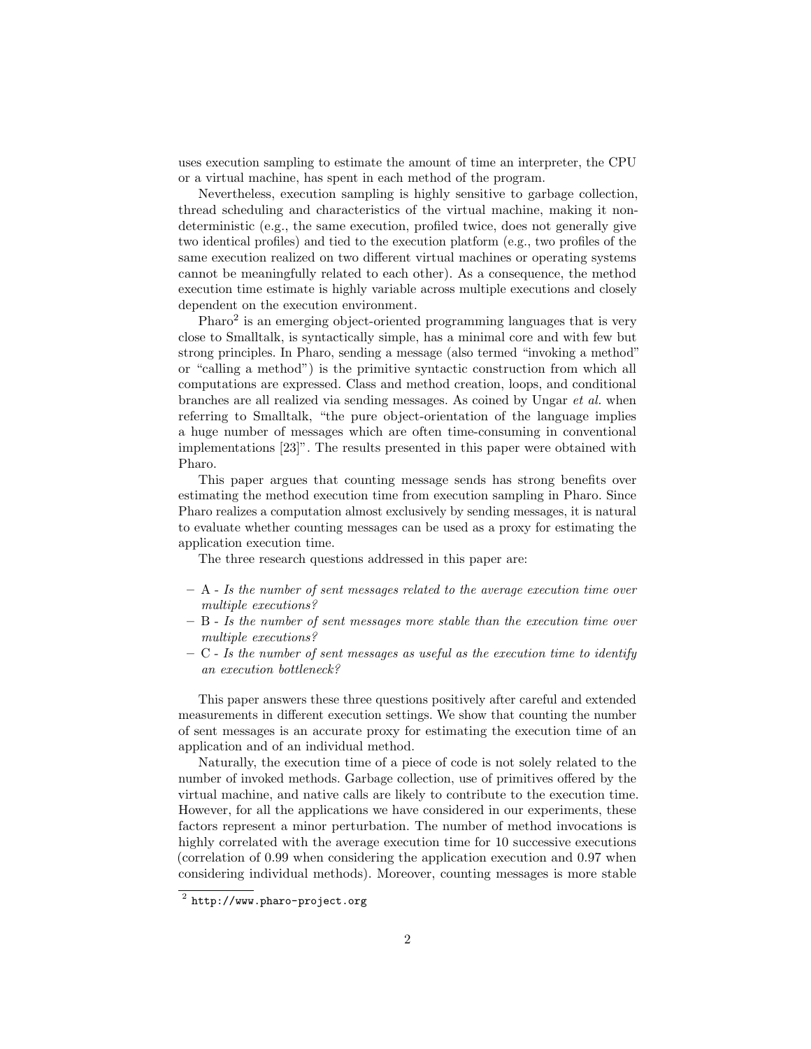uses execution sampling to estimate the amount of time an interpreter, the CPU or a virtual machine, has spent in each method of the program.

Nevertheless, execution sampling is highly sensitive to garbage collection, thread scheduling and characteristics of the virtual machine, making it non-deterministic (e.g., the same execution, profiled twice, does not generally give two identical profiles) and tied to the execution platform (e.g., two profiles of the same execution realized on two different virtual machines or operating systems cannot be meaningfully related to each other). As a consequence, the method execution time estimate is highly variable across multiple executions and closely dependent on the execution environment.

Pharo[2] is an emerging object-oriented programming languages that is very close to Smalltalk, is syntactically simple, has a minimal core and with few but strong principles. In Pharo, sending a message (also termed "invoking a method" or "calling a method") is the primitive syntactic construction from which all computations are expressed. Class and method creation, loops, and conditional branches are all realized via sending messages. As coined by Ungar *et al.* when referring to Smalltalk, "the pure object-orientation of the language implies a huge number of messages which are often time-consuming in conventional implementations [23]". The results presented in this paper were obtained with Pharo.

This paper argues that counting message sends has strong benefits over estimating the method execution time from execution sampling in Pharo. Since Pharo realizes a computation almost exclusively by sending messages, it is natural to evaluate whether counting messages can be used as a proxy for estimating the application execution time.

The three research questions addressed in this paper are:

- A - *Is the number of sent messages related to the average execution time over multiple executions?*
- B - *Is the number of sent messages more stable than the execution time over multiple executions?*
- C - *Is the number of sent messages as useful as the execution time to identify an execution bottleneck?*

This paper answers these three questions positively after careful and extended measurements in different execution settings. We show that counting the number of sent messages is an accurate proxy for estimating the execution time of an application and of an individual method.

Naturally, the execution time of a piece of code is not solely related to the number of invoked methods. Garbage collection, use of primitives offered by the virtual machine, and native calls are likely to contribute to the execution time. However, for all the applications we have considered in our experiments, these factors represent a minor perturbation. The number of method invocations is highly correlated with the average execution time for 10 successive executions (correlation of 0.99 when considering the application execution and 0.97 when considering individual methods). Moreover, counting messages is more stable

[2] http://www.pharo-project.org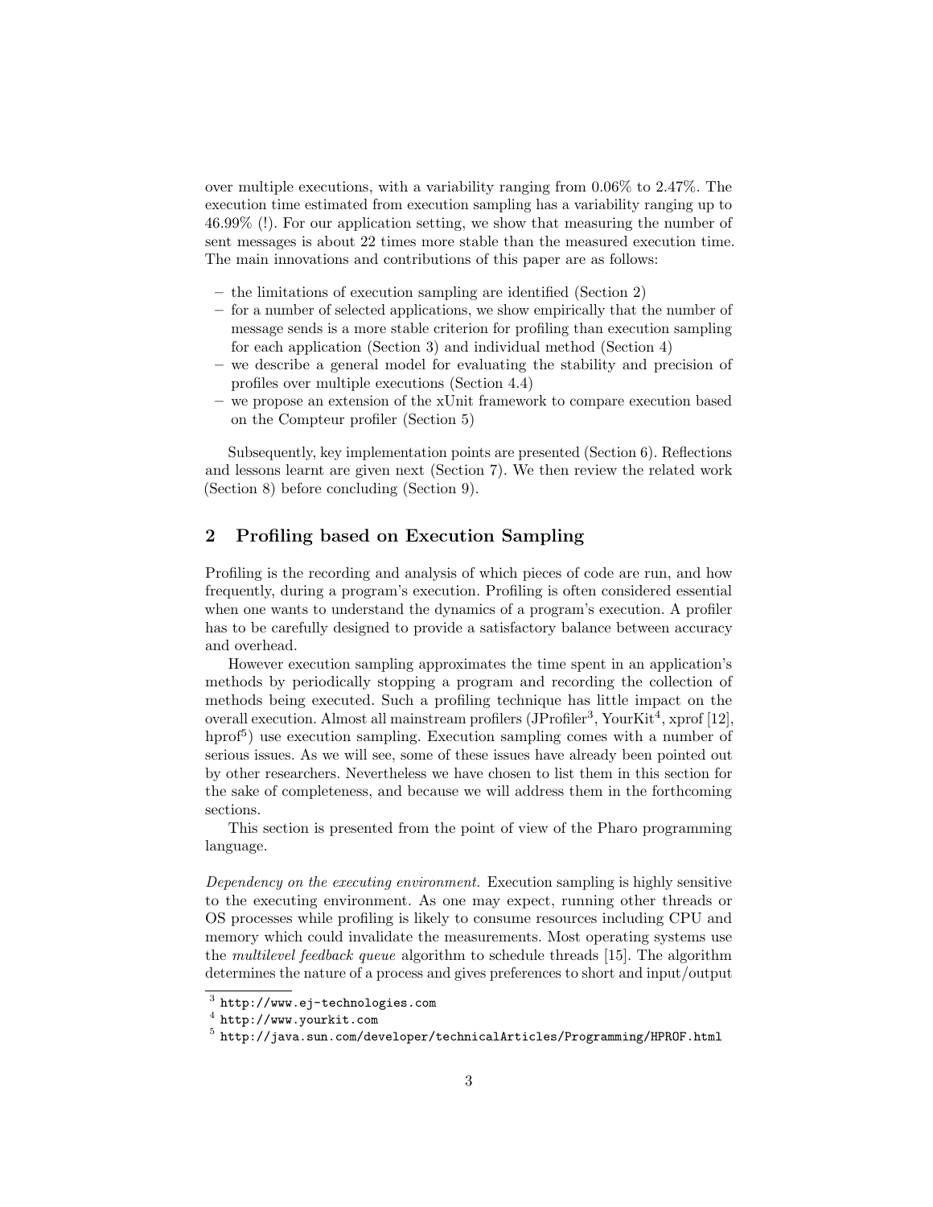over multiple executions, with a variability ranging from 0.06% to 2.47%. The execution time estimated from execution sampling has a variability ranging up to 46.99% (!). For our application setting, we show that measuring the number of sent messages is about 22 times more stable than the measured execution time. The main innovations and contributions of this paper are as follows:

- the limitations of execution sampling are identified (Section 2)
- for a number of selected applications, we show empirically that the number of message sends is a more stable criterion for profiling than execution sampling for each application (Section 3) and individual method (Section 4)
- we describe a general model for evaluating the stability and precision of profiles over multiple executions (Section 4.4)
- we propose an extension of the xUnit framework to compare execution based on the Compteur profiler (Section 5)

Subsequently, key implementation points are presented (Section 6). Reflections and lessons learnt are given next (Section 7). We then review the related work (Section 8) before concluding (Section 9).

## 2 Profiling based on Execution Sampling

Profiling is the recording and analysis of which pieces of code are run, and how frequently, during a program's execution. Profiling is often considered essential when one wants to understand the dynamics of a program's execution. A profiler has to be carefully designed to provide a satisfactory balance between accuracy and overhead.

However execution sampling approximates the time spent in an application's methods by periodically stopping a program and recording the collection of methods being executed. Such a profiling technique has little impact on the overall execution. Almost all mainstream profilers (JProfiler[3], YourKit[4], xprof [12], hprof[5]) use execution sampling. Execution sampling comes with a number of serious issues. As we will see, some of these issues have already been pointed out by other researchers. Nevertheless we have chosen to list them in this section for the sake of completeness, and because we will address them in the forthcoming sections.

This section is presented from the point of view of the Pharo programming language.

*Dependency on the executing environment.* Execution sampling is highly sensitive to the executing environment. As one may expect, running other threads or OS processes while profiling is likely to consume resources including CPU and memory which could invalidate the measurements. Most operating systems use the *multilevel feedback queue* algorithm to schedule threads [15]. The algorithm determines the nature of a process and gives preferences to short and input/output

[3] http://www.ej-technologies.com

[4] http://www.yourkit.com

[5] http://java.sun.com/developer/technicalArticles/Programming/HPROF.html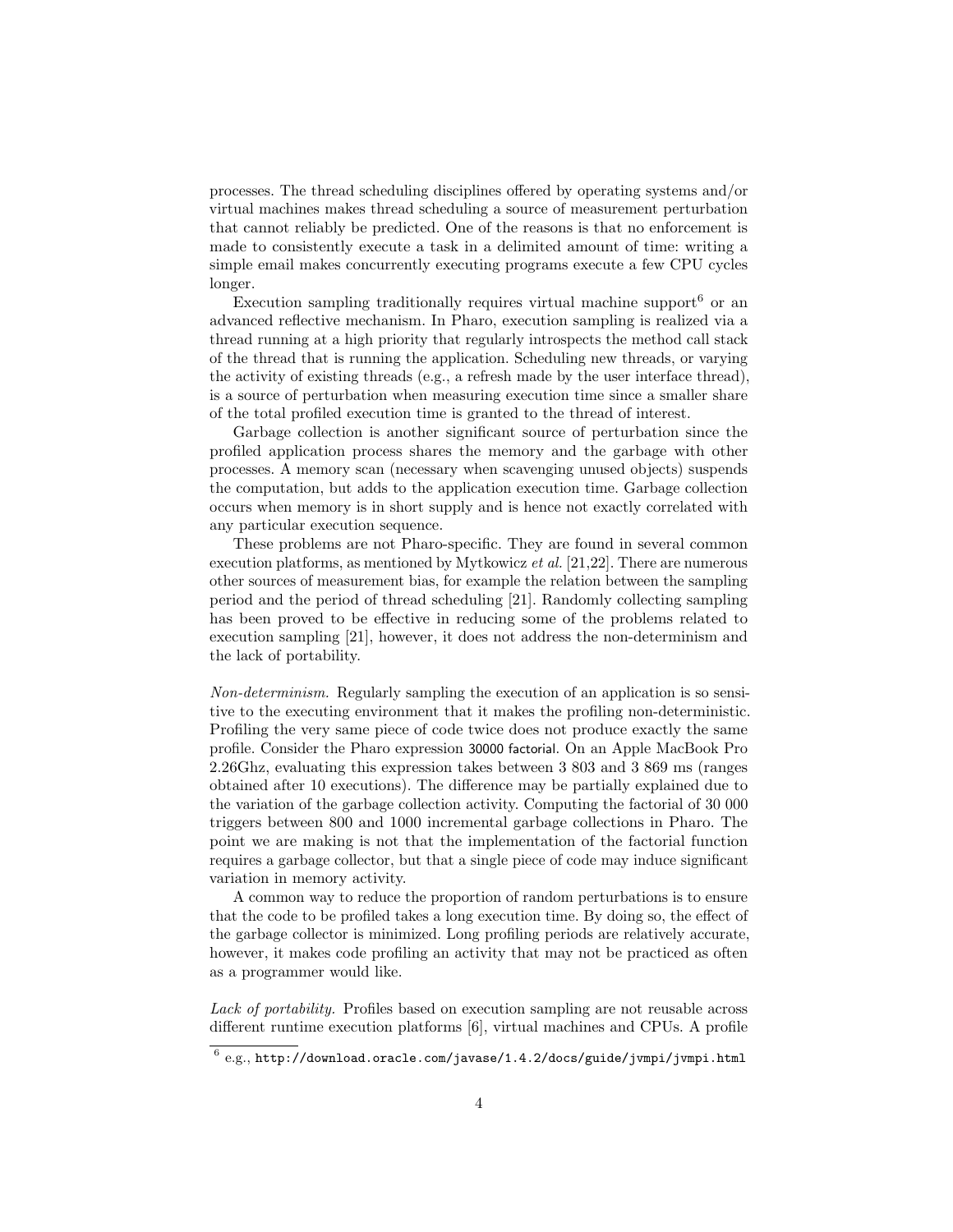processes. The thread scheduling disciplines offered by operating systems and/or virtual machines makes thread scheduling a source of measurement perturbation that cannot reliably be predicted. One of the reasons is that no enforcement is made to consistently execute a task in a delimited amount of time: writing a simple email makes concurrently executing programs execute a few CPU cycles longer.

Execution sampling traditionally requires virtual machine support[6] or an advanced reflective mechanism. In Pharo, execution sampling is realized via a thread running at a high priority that regularly introspects the method call stack of the thread that is running the application. Scheduling new threads, or varying the activity of existing threads (e.g., a refresh made by the user interface thread), is a source of perturbation when measuring execution time since a smaller share of the total profiled execution time is granted to the thread of interest.

Garbage collection is another significant source of perturbation since the profiled application process shares the memory and the garbage with other processes. A memory scan (necessary when scavenging unused objects) suspends the computation, but adds to the application execution time. Garbage collection occurs when memory is in short supply and is hence not exactly correlated with any particular execution sequence.

These problems are not Pharo-specific. They are found in several common execution platforms, as mentioned by Mytkowicz *et al.* [21,22]. There are numerous other sources of measurement bias, for example the relation between the sampling period and the period of thread scheduling [21]. Randomly collecting sampling has been proved to be effective in reducing some of the problems related to execution sampling [21], however, it does not address the non-determinism and the lack of portability.

*Non-determinism.* Regularly sampling the execution of an application is so sensitive to the executing environment that it makes the profiling non-deterministic. Profiling the very same piece of code twice does not produce exactly the same profile. Consider the Pharo expression `30000 factorial`. On an Apple MacBook Pro 2.26Ghz, evaluating this expression takes between 3 803 and 3 869 ms (ranges obtained after 10 executions). The difference may be partially explained due to the variation of the garbage collection activity. Computing the factorial of 30 000 triggers between 800 and 1000 incremental garbage collections in Pharo. The point we are making is not that the implementation of the factorial function requires a garbage collector, but that a single piece of code may induce significant variation in memory activity.

A common way to reduce the proportion of random perturbations is to ensure that the code to be profiled takes a long execution time. By doing so, the effect of the garbage collector is minimized. Long profiling periods are relatively accurate, however, it makes code profiling an activity that may not be practiced as often as a programmer would like.

*Lack of portability.* Profiles based on execution sampling are not reusable across different runtime execution platforms [6], virtual machines and CPUs. A profile

[6] e.g., `http://download.oracle.com/javase/1.4.2/docs/guide/jvmpi/jvmpi.html`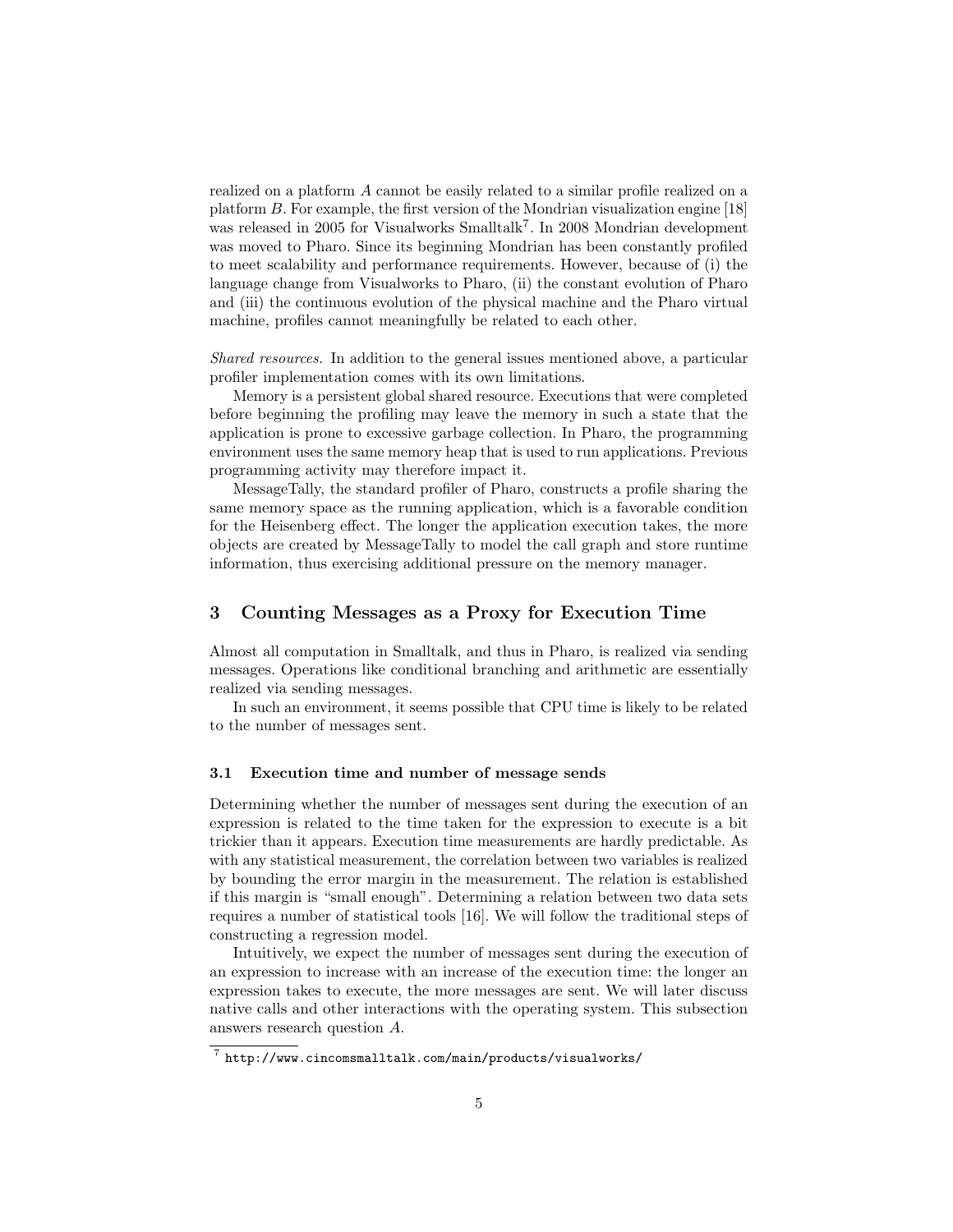realized on a platform $A$ cannot be easily related to a similar profile realized on a platform $B$. For example, the first version of the Mondrian visualization engine [18] was released in 2005 for Visualworks Smalltalk[7]. In 2008 Mondrian development was moved to Pharo. Since its beginning Mondrian has been constantly profiled to meet scalability and performance requirements. However, because of (i) the language change from Visualworks to Pharo, (ii) the constant evolution of Pharo and (iii) the continuous evolution of the physical machine and the Pharo virtual machine, profiles cannot meaningfully be related to each other.

*Shared resources.* In addition to the general issues mentioned above, a particular profiler implementation comes with its own limitations.

Memory is a persistent global shared resource. Executions that were completed before beginning the profiling may leave the memory in such a state that the application is prone to excessive garbage collection. In Pharo, the programming environment uses the same memory heap that is used to run applications. Previous programming activity may therefore impact it.

MessageTally, the standard profiler of Pharo, constructs a profile sharing the same memory space as the running application, which is a favorable condition for the Heisenberg effect. The longer the application execution takes, the more objects are created by MessageTally to model the call graph and store runtime information, thus exercising additional pressure on the memory manager.

## 3 Counting Messages as a Proxy for Execution Time

Almost all computation in Smalltalk, and thus in Pharo, is realized via sending messages. Operations like conditional branching and arithmetic are essentially realized via sending messages.

In such an environment, it seems possible that CPU time is likely to be related to the number of messages sent.

### 3.1 Execution time and number of message sends

Determining whether the number of messages sent during the execution of an expression is related to the time taken for the expression to execute is a bit trickier than it appears. Execution time measurements are hardly predictable. As with any statistical measurement, the correlation between two variables is realized by bounding the error margin in the measurement. The relation is established if this margin is "small enough". Determining a relation between two data sets requires a number of statistical tools [16]. We will follow the traditional steps of constructing a regression model.

Intuitively, we expect the number of messages sent during the execution of an expression to increase with an increase of the execution time: the longer an expression takes to execute, the more messages are sent. We will later discuss native calls and other interactions with the operating system. This subsection answers research question $A$.

---

[7] http://www.cincomsmalltalk.com/main/products/visualworks/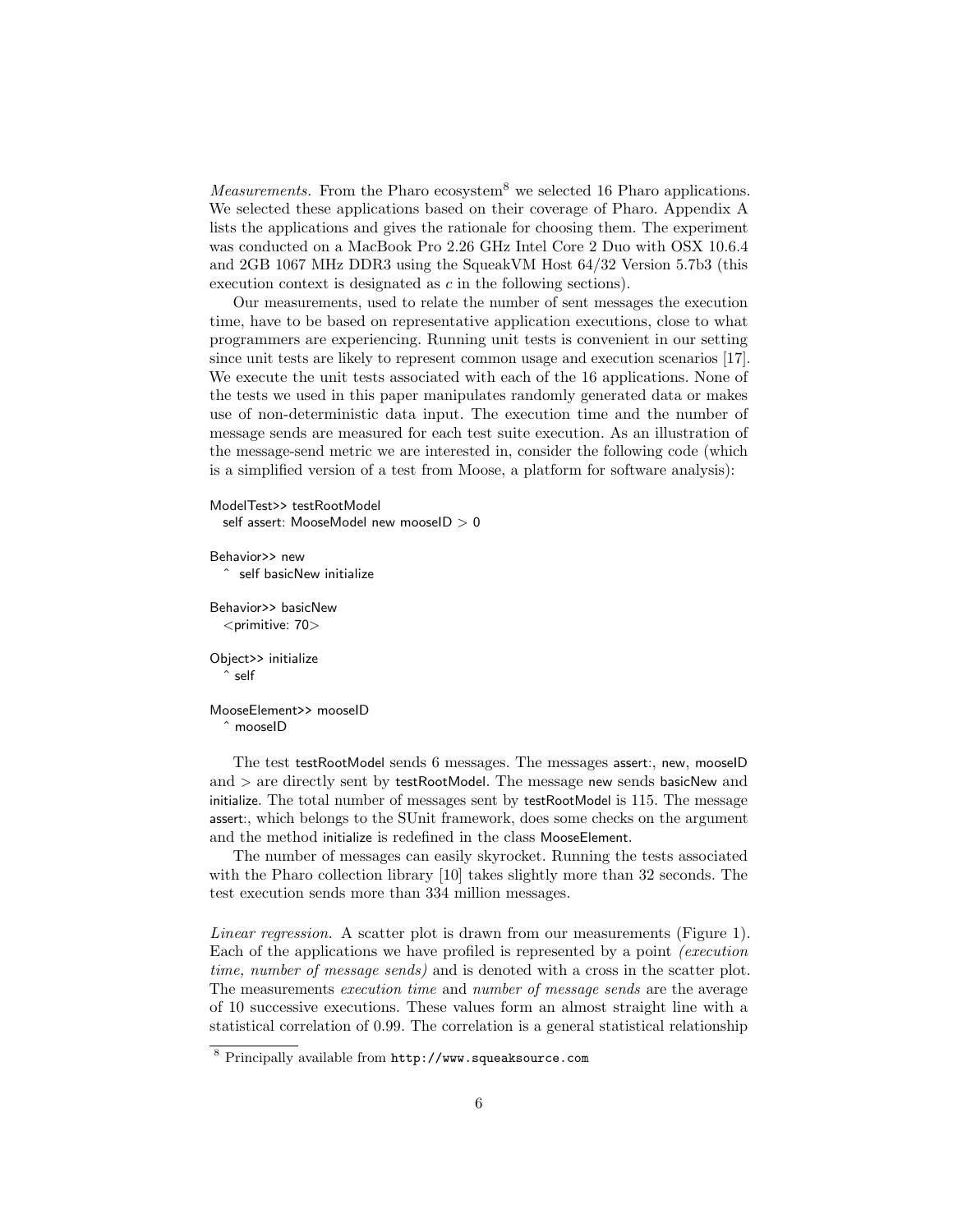*Measurements.* From the Pharo ecosystem[8] we selected 16 Pharo applications. We selected these applications based on their coverage of Pharo. Appendix A lists the applications and gives the rationale for choosing them. The experiment was conducted on a MacBook Pro 2.26 GHz Intel Core 2 Duo with OSX 10.6.4 and 2GB 1067 MHz DDR3 using the SqueakVM Host 64/32 Version 5.7b3 (this execution context is designated as $c$ in the following sections).

Our measurements, used to relate the number of sent messages the execution time, have to be based on representative application executions, close to what programmers are experiencing. Running unit tests is convenient in our setting since unit tests are likely to represent common usage and execution scenarios [17]. We execute the unit tests associated with each of the 16 applications. None of the tests we used in this paper manipulates randomly generated data or makes use of non-deterministic data input. The execution time and the number of message sends are measured for each test suite execution. As an illustration of the message-send metric we are interested in, consider the following code (which is a simplified version of a test from Moose, a platform for software analysis):

```
ModelTest>> testRootModel
  self assert: MooseModel new mooseID > 0

Behavior>> new
  ^ self basicNew initialize

Behavior>> basicNew
  <primitive: 70>

Object>> initialize
  ^ self

MooseElement>> mooseID
  ^ mooseID
```

The test testRootModel sends 6 messages. The messages assert:, new, mooseID and > are directly sent by testRootModel. The message new sends basicNew and initialize. The total number of messages sent by testRootModel is 115. The message assert:, which belongs to the SUnit framework, does some checks on the argument and the method initialize is redefined in the class MooseElement.

The number of messages can easily skyrocket. Running the tests associated with the Pharo collection library [10] takes slightly more than 32 seconds. The test execution sends more than 334 million messages.

*Linear regression.* A scatter plot is drawn from our measurements (Figure 1). Each of the applications we have profiled is represented by a point *(execution time, number of message sends)* and is denoted with a cross in the scatter plot. The measurements *execution time* and *number of message sends* are the average of 10 successive executions. These values form an almost straight line with a statistical correlation of 0.99. The correlation is a general statistical relationship

[8] Principally available from `http://www.squeaksource.com`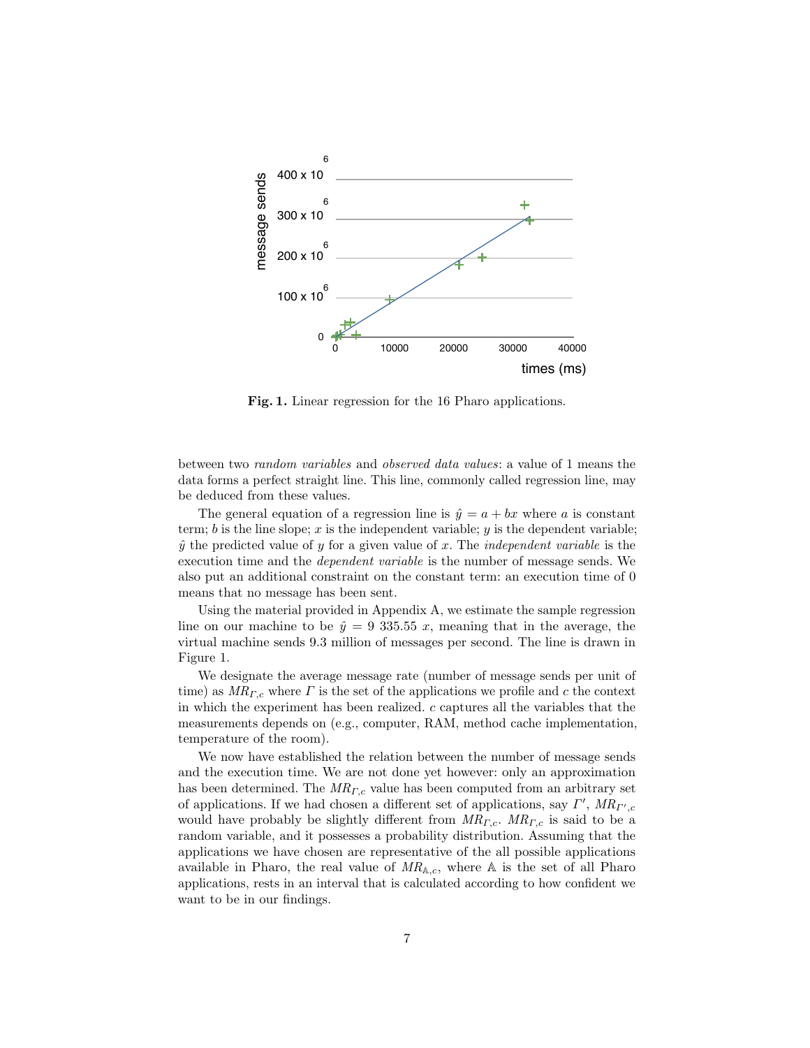**Fig. 1.** Linear regression for the 16 Pharo applications.

between two *random variables* and *observed data values*: a value of 1 means the data forms a perfect straight line. This line, commonly called regression line, may be deduced from these values.

The general equation of a regression line is $\hat{y} = a + bx$ where $a$ is constant term; $b$ is the line slope; $x$ is the independent variable; $y$ is the dependent variable; $\hat{y}$ the predicted value of $y$ for a given value of $x$. The *independent variable* is the execution time and the *dependent variable* is the number of message sends. We also put an additional constraint on the constant term: an execution time of 0 means that no message has been sent.

Using the material provided in Appendix A, we estimate the sample regression line on our machine to be $\hat{y} = 9\ 335.55\ x$, meaning that in the average, the virtual machine sends 9.3 million of messages per second. The line is drawn in Figure 1.

We designate the average message rate (number of message sends per unit of time) as $MR_{\Gamma,c}$ where $\Gamma$ is the set of the applications we profile and $c$ the context in which the experiment has been realized. $c$ captures all the variables that the measurements depends on (e.g., computer, RAM, method cache implementation, temperature of the room).

We now have established the relation between the number of message sends and the execution time. We are not done yet however: only an approximation has been determined. The $MR_{\Gamma,c}$ value has been computed from an arbitrary set of applications. If we had chosen a different set of applications, say $\Gamma'$, $MR_{\Gamma',c}$ would have probably be slightly different from $MR_{\Gamma,c}$. $MR_{\Gamma,c}$ is said to be a random variable, and it possesses a probability distribution. Assuming that the applications we have chosen are representative of the all possible applications available in Pharo, the real value of $MR_{\mathbb{A},c}$, where $\mathbb{A}$ is the set of all Pharo applications, rests in an interval that is calculated according to how confident we want to be in our findings.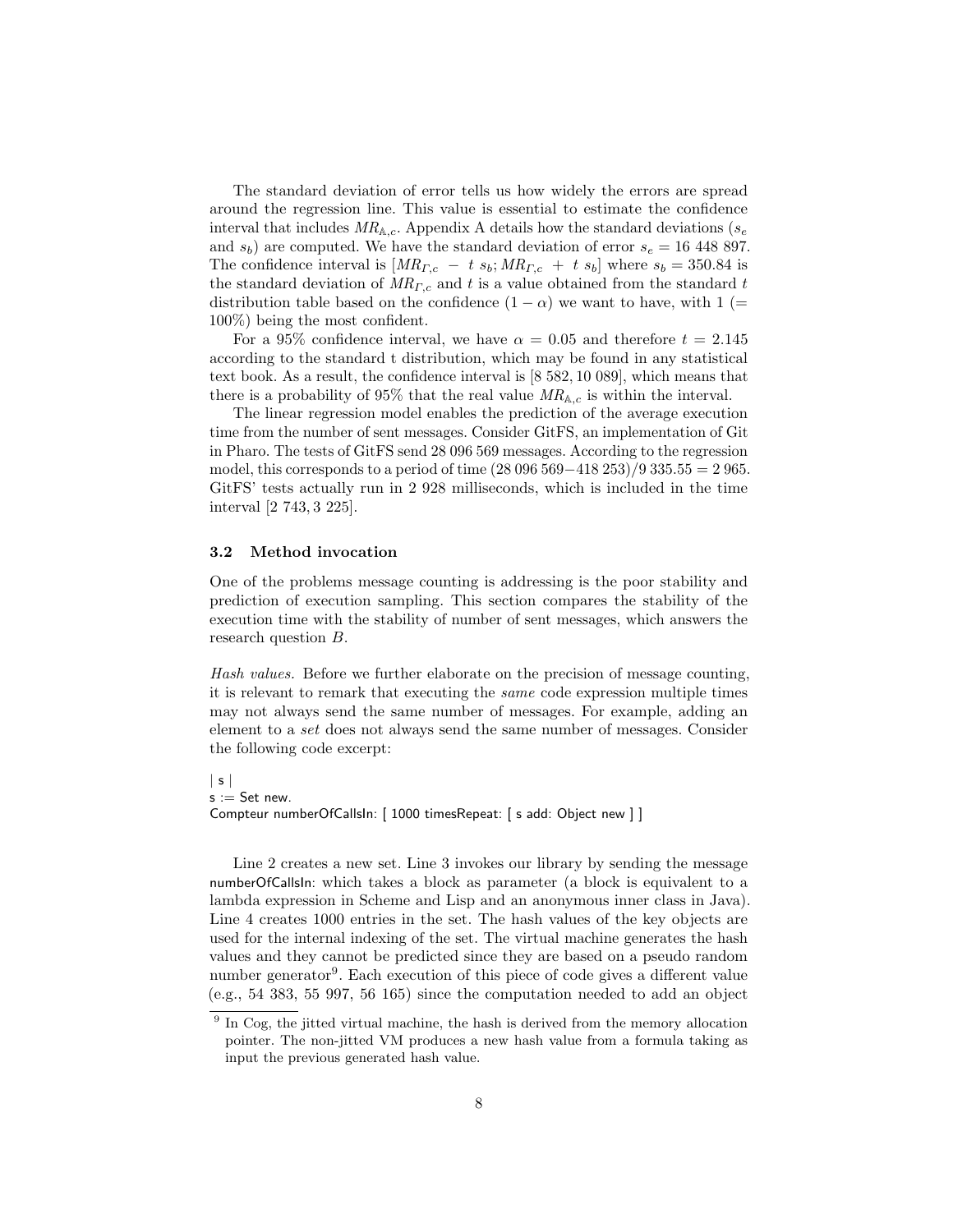The standard deviation of error tells us how widely the errors are spread around the regression line. This value is essential to estimate the confidence interval that includes $MR_{\mathbb{A},c}$. Appendix A details how the standard deviations ($s_e$ and $s_b$) are computed. We have the standard deviation of error $s_e = 16\ 448\ 897$. The confidence interval is $[MR_{\Gamma,c}\ -\ t\ s_b; MR_{\Gamma,c}\ +\ t\ s_b]$ where $s_b = 350.84$ is the standard deviation of $MR_{\Gamma,c}$ and $t$ is a value obtained from the standard $t$ distribution table based on the confidence $(1 - \alpha)$ we want to have, with 1 (= 100%) being the most confident.

For a 95% confidence interval, we have $\alpha = 0.05$ and therefore $t = 2.145$ according to the standard t distribution, which may be found in any statistical text book. As a result, the confidence interval is $[8\ 582, 10\ 089]$, which means that there is a probability of 95% that the real value $MR_{\mathbb{A},c}$ is within the interval.

The linear regression model enables the prediction of the average execution time from the number of sent messages. Consider GitFS, an implementation of Git in Pharo. The tests of GitFS send 28 096 569 messages. According to the regression model, this corresponds to a period of time $(28\ 096\ 569 - 418\ 253)/9\ 335.55 = 2\ 965$. GitFS' tests actually run in 2 928 milliseconds, which is included in the time interval $[2\ 743, 3\ 225]$.

### 3.2 Method invocation

One of the problems message counting is addressing is the poor stability and prediction of execution sampling. This section compares the stability of the execution time with the stability of number of sent messages, which answers the research question $B$.

*Hash values.* Before we further elaborate on the precision of message counting, it is relevant to remark that executing the *same* code expression multiple times may not always send the same number of messages. For example, adding an element to a *set* does not always send the same number of messages. Consider the following code excerpt:

```
| s |
s := Set new.
Compteur numberOfCallsIn: [ 1000 timesRepeat: [ s add: Object new ] ]
```

Line 2 creates a new set. Line 3 invokes our library by sending the message numberOfCallsIn: which takes a block as parameter (a block is equivalent to a lambda expression in Scheme and Lisp and an anonymous inner class in Java). Line 4 creates 1000 entries in the set. The hash values of the key objects are used for the internal indexing of the set. The virtual machine generates the hash values and they cannot be predicted since they are based on a pseudo random number generator[9]. Each execution of this piece of code gives a different value (e.g., 54 383, 55 997, 56 165) since the computation needed to add an object

[9] In Cog, the jitted virtual machine, the hash is derived from the memory allocation pointer. The non-jitted VM produces a new hash value from a formula taking as input the previous generated hash value.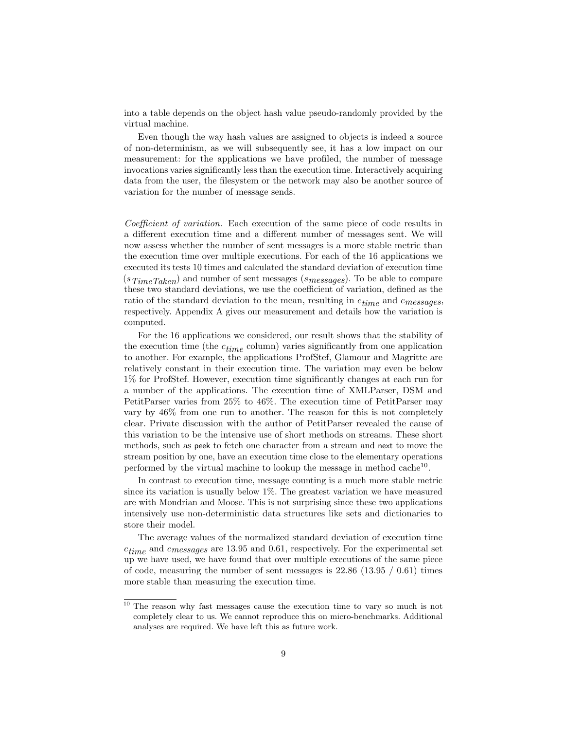into a table depends on the object hash value pseudo-randomly provided by the virtual machine.

Even though the way hash values are assigned to objects is indeed a source of non-determinism, as we will subsequently see, it has a low impact on our measurement: for the applications we have profiled, the number of message invocations varies significantly less than the execution time. Interactively acquiring data from the user, the filesystem or the network may also be another source of variation for the number of message sends.

*Coefficient of variation.* Each execution of the same piece of code results in a different execution time and a different number of messages sent. We will now assess whether the number of sent messages is a more stable metric than the execution time over multiple executions. For each of the 16 applications we executed its tests 10 times and calculated the standard deviation of execution time ($s_{TimeTaken}$) and number of sent messages ($s_{messages}$). To be able to compare these two standard deviations, we use the coefficient of variation, defined as the ratio of the standard deviation to the mean, resulting in $c_{time}$ and $c_{messages}$, respectively. Appendix A gives our measurement and details how the variation is computed.

For the 16 applications we considered, our result shows that the stability of the execution time (the $c_{time}$ column) varies significantly from one application to another. For example, the applications ProfStef, Glamour and Magritte are relatively constant in their execution time. The variation may even be below 1% for ProfStef. However, execution time significantly changes at each run for a number of the applications. The execution time of XMLParser, DSM and PetitParser varies from 25% to 46%. The execution time of PetitParser may vary by 46% from one run to another. The reason for this is not completely clear. Private discussion with the author of PetitParser revealed the cause of this variation to be the intensive use of short methods on streams. These short methods, such as `peek` to fetch one character from a stream and `next` to move the stream position by one, have an execution time close to the elementary operations performed by the virtual machine to lookup the message in method cache[10].

In contrast to execution time, message counting is a much more stable metric since its variation is usually below 1%. The greatest variation we have measured are with Mondrian and Moose. This is not surprising since these two applications intensively use non-deterministic data structures like sets and dictionaries to store their model.

The average values of the normalized standard deviation of execution time $c_{time}$ and $c_{messages}$ are 13.95 and 0.61, respectively. For the experimental set up we have used, we have found that over multiple executions of the same piece of code, measuring the number of sent messages is 22.86 (13.95 / 0.61) times more stable than measuring the execution time.

[10] The reason why fast messages cause the execution time to vary so much is not completely clear to us. We cannot reproduce this on micro-benchmarks. Additional analyses are required. We have left this as future work.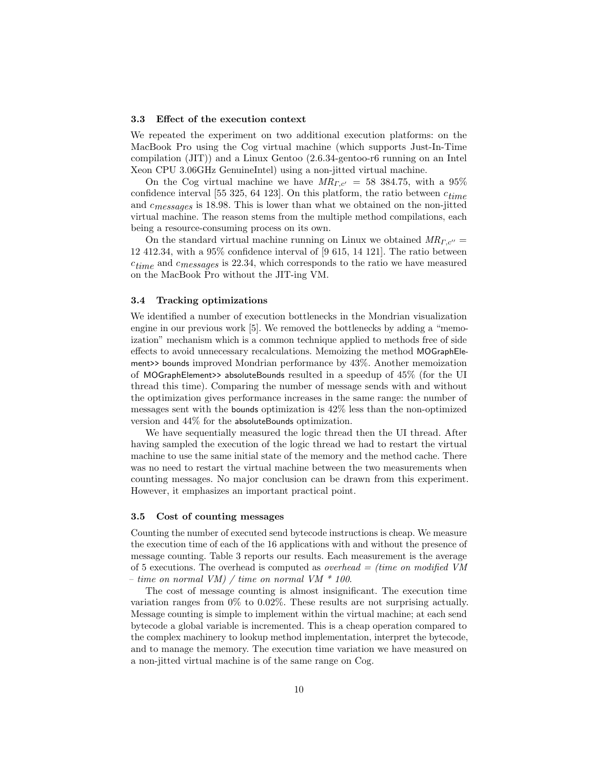### 3.3 Effect of the execution context

We repeated the experiment on two additional execution platforms: on the MacBook Pro using the Cog virtual machine (which supports Just-In-Time compilation (JIT)) and a Linux Gentoo (2.6.34-gentoo-r6 running on an Intel Xeon CPU 3.06GHz GenuineIntel) using a non-jitted virtual machine.

On the Cog virtual machine we have $MR_{\Gamma,c'} = 58\ 384.75$, with a 95% confidence interval [55 325, 64 123]. On this platform, the ratio between $c_{time}$ and $c_{messages}$ is 18.98. This is lower than what we obtained on the non-jitted virtual machine. The reason stems from the multiple method compilations, each being a resource-consuming process on its own.

On the standard virtual machine running on Linux we obtained $MR_{\Gamma,c''} = 12\ 412.34$, with a 95% confidence interval of [9 615, 14 121]. The ratio between $c_{time}$ and $c_{messages}$ is 22.34, which corresponds to the ratio we have measured on the MacBook Pro without the JIT-ing VM.

### 3.4 Tracking optimizations

We identified a number of execution bottlenecks in the Mondrian visualization engine in our previous work [5]. We removed the bottlenecks by adding a "memoization" mechanism which is a common technique applied to methods free of side effects to avoid unnecessary recalculations. Memoizing the method MOGraphElement>> bounds improved Mondrian performance by 43%. Another memoization of MOGraphElement>> absoluteBounds resulted in a speedup of 45% (for the UI thread this time). Comparing the number of message sends with and without the optimization gives performance increases in the same range: the number of messages sent with the bounds optimization is 42% less than the non-optimized version and 44% for the absoluteBounds optimization.

We have sequentially measured the logic thread then the UI thread. After having sampled the execution of the logic thread we had to restart the virtual machine to use the same initial state of the memory and the method cache. There was no need to restart the virtual machine between the two measurements when counting messages. No major conclusion can be drawn from this experiment. However, it emphasizes an important practical point.

### 3.5 Cost of counting messages

Counting the number of executed send bytecode instructions is cheap. We measure the execution time of each of the 16 applications with and without the presence of message counting. Table 3 reports our results. Each measurement is the average of 5 executions. The overhead is computed as *overhead = (time on modified VM – time on normal VM) / time on normal VM * 100*.

The cost of message counting is almost insignificant. The execution time variation ranges from 0% to 0.02%. These results are not surprising actually. Message counting is simple to implement within the virtual machine; at each send bytecode a global variable is incremented. This is a cheap operation compared to the complex machinery to lookup method implementation, interpret the bytecode, and to manage the memory. The execution time variation we have measured on a non-jitted virtual machine is of the same range on Cog.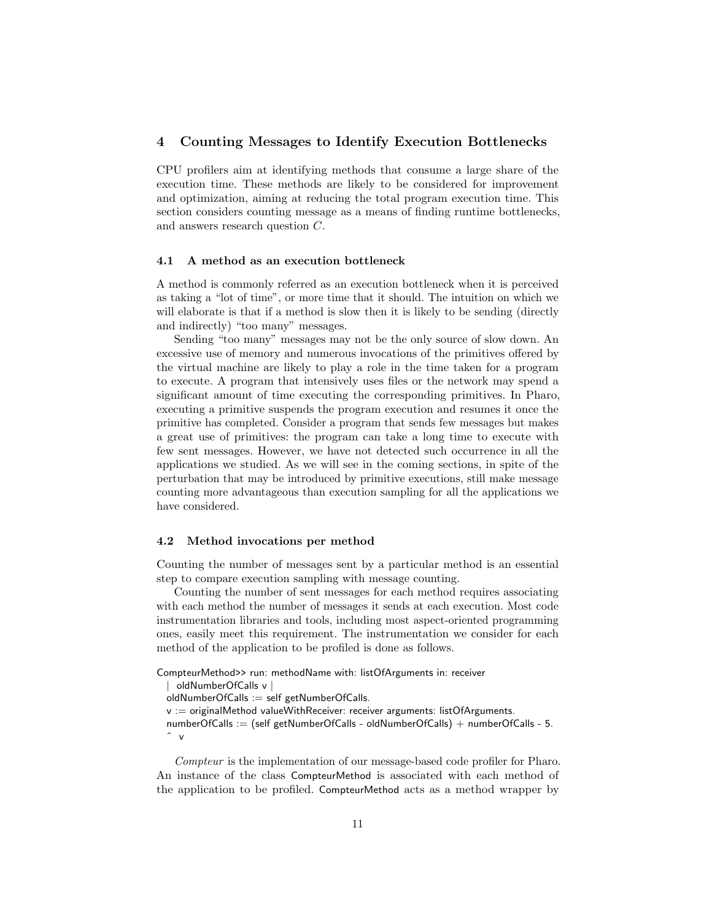## 4 Counting Messages to Identify Execution Bottlenecks

CPU profilers aim at identifying methods that consume a large share of the execution time. These methods are likely to be considered for improvement and optimization, aiming at reducing the total program execution time. This section considers counting message as a means of finding runtime bottlenecks, and answers research question $C$.

### 4.1 A method as an execution bottleneck

A method is commonly referred as an execution bottleneck when it is perceived as taking a "lot of time", or more time that it should. The intuition on which we will elaborate is that if a method is slow then it is likely to be sending (directly and indirectly) "too many" messages.

Sending "too many" messages may not be the only source of slow down. An excessive use of memory and numerous invocations of the primitives offered by the virtual machine are likely to play a role in the time taken for a program to execute. A program that intensively uses files or the network may spend a significant amount of time executing the corresponding primitives. In Pharo, executing a primitive suspends the program execution and resumes it once the primitive has completed. Consider a program that sends few messages but makes a great use of primitives: the program can take a long time to execute with few sent messages. However, we have not detected such occurrence in all the applications we studied. As we will see in the coming sections, in spite of the perturbation that may be introduced by primitive executions, still make message counting more advantageous than execution sampling for all the applications we have considered.

### 4.2 Method invocations per method

Counting the number of messages sent by a particular method is an essential step to compare execution sampling with message counting.

Counting the number of sent messages for each method requires associating with each method the number of messages it sends at each execution. Most code instrumentation libraries and tools, including most aspect-oriented programming ones, easily meet this requirement. The instrumentation we consider for each method of the application to be profiled is done as follows.

```
CompteurMethod>> run: methodName with: listOfArguments in: receiver
  | oldNumberOfCalls v |
  oldNumberOfCalls := self getNumberOfCalls.
  v := originalMethod valueWithReceiver: receiver arguments: listOfArguments.
  numberOfCalls := (self getNumberOfCalls - oldNumberOfCalls) + numberOfCalls - 5.
  ^ v
```

*Compteur* is the implementation of our message-based code profiler for Pharo. An instance of the class CompteurMethod is associated with each method of the application to be profiled. CompteurMethod acts as a method wrapper by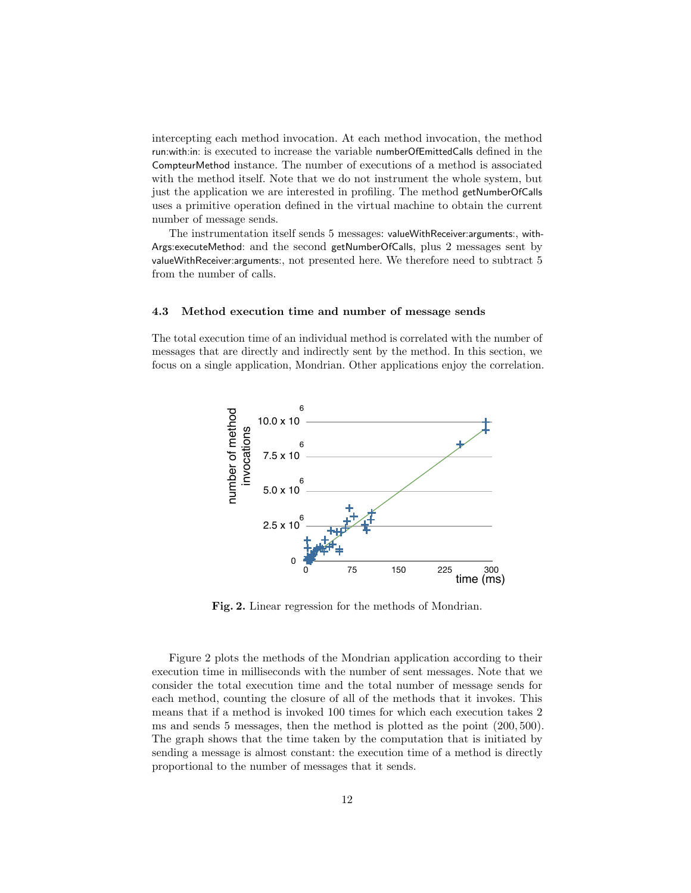intercepting each method invocation. At each method invocation, the method run:with:in: is executed to increase the variable numberOfEmittedCalls defined in the CompteurMethod instance. The number of executions of a method is associated with the method itself. Note that we do not instrument the whole system, but just the application we are interested in profiling. The method getNumberOfCalls uses a primitive operation defined in the virtual machine to obtain the current number of message sends.

The instrumentation itself sends 5 messages: valueWithReceiver:arguments:, withArgs:executeMethod: and the second getNumberOfCalls, plus 2 messages sent by valueWithReceiver:arguments:, not presented here. We therefore need to subtract 5 from the number of calls.

### 4.3 Method execution time and number of message sends

The total execution time of an individual method is correlated with the number of messages that are directly and indirectly sent by the method. In this section, we focus on a single application, Mondrian. Other applications enjoy the correlation.

**Fig. 2.** Linear regression for the methods of Mondrian.

Figure 2 plots the methods of the Mondrian application according to their execution time in milliseconds with the number of sent messages. Note that we consider the total execution time and the total number of message sends for each method, counting the closure of all of the methods that it invokes. This means that if a method is invoked 100 times for which each execution takes 2 ms and sends 5 messages, then the method is plotted as the point $(200, 500)$. The graph shows that the time taken by the computation that is initiated by sending a message is almost constant: the execution time of a method is directly proportional to the number of messages that it sends.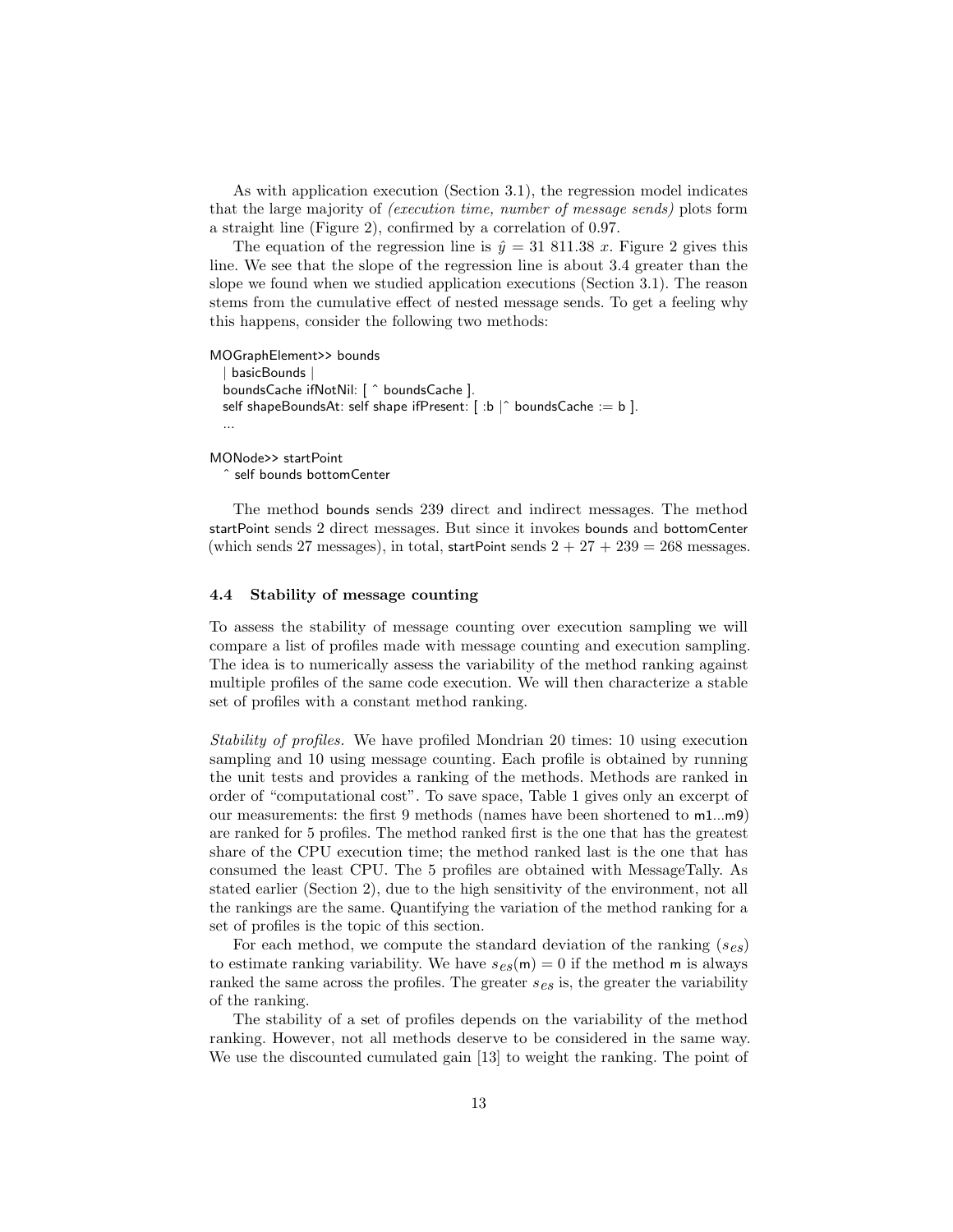As with application execution (Section 3.1), the regression model indicates that the large majority of *(execution time, number of message sends)* plots form a straight line (Figure 2), confirmed by a correlation of 0.97.

The equation of the regression line is $\hat{y} = 31\ 811.38\ x$. Figure 2 gives this line. We see that the slope of the regression line is about 3.4 greater than the slope we found when we studied application executions (Section 3.1). The reason stems from the cumulative effect of nested message sends. To get a feeling why this happens, consider the following two methods:

```
MOGraphElement>> bounds
  | basicBounds |
  boundsCache ifNotNil: [ ^ boundsCache ].
  self shapeBoundsAt: self shape ifPresent: [ :b |^ boundsCache := b ].
  ...

MONode>> startPoint
  ^ self bounds bottomCenter
```

The method bounds sends 239 direct and indirect messages. The method startPoint sends 2 direct messages. But since it invokes bounds and bottomCenter (which sends 27 messages), in total, startPoint sends $2 + 27 + 239 = 268$ messages.

### 4.4 Stability of message counting

To assess the stability of message counting over execution sampling we will compare a list of profiles made with message counting and execution sampling. The idea is to numerically assess the variability of the method ranking against multiple profiles of the same code execution. We will then characterize a stable set of profiles with a constant method ranking.

*Stability of profiles.* We have profiled Mondrian 20 times: 10 using execution sampling and 10 using message counting. Each profile is obtained by running the unit tests and provides a ranking of the methods. Methods are ranked in order of "computational cost". To save space, Table 1 gives only an excerpt of our measurements: the first 9 methods (names have been shortened to m1...m9) are ranked for 5 profiles. The method ranked first is the one that has the greatest share of the CPU execution time; the method ranked last is the one that has consumed the least CPU. The 5 profiles are obtained with MessageTally. As stated earlier (Section 2), due to the high sensitivity of the environment, not all the rankings are the same. Quantifying the variation of the method ranking for a set of profiles is the topic of this section.

For each method, we compute the standard deviation of the ranking ($s_{es}$) to estimate ranking variability. We have $s_{es}(\mathsf{m}) = 0$ if the method m is always ranked the same across the profiles. The greater $s_{es}$ is, the greater the variability of the ranking.

The stability of a set of profiles depends on the variability of the method ranking. However, not all methods deserve to be considered in the same way. We use the discounted cumulated gain [13] to weight the ranking. The point of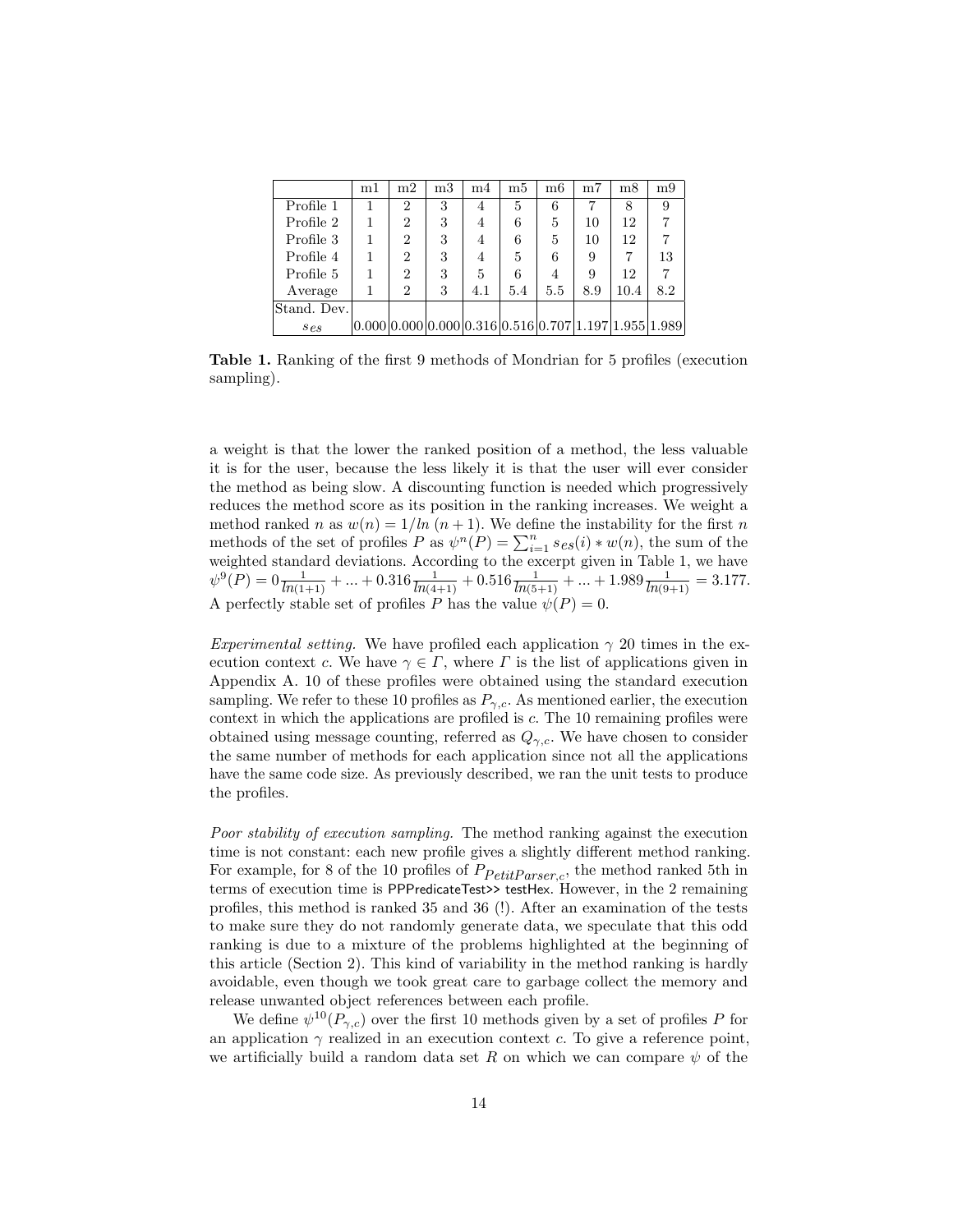|  | m1 | m2 | m3 | m4 | m5 | m6 | m7 | m8 | m9 |
|---|---|---|---|---|---|---|---|---|---|
| Profile 1 | 1 | 2 | 3 | 4 | 5 | 6 | 7 | 8 | 9 |
| Profile 2 | 1 | 2 | 3 | 4 | 6 | 5 | 10 | 12 | 7 |
| Profile 3 | 1 | 2 | 3 | 4 | 6 | 5 | 10 | 12 | 7 |
| Profile 4 | 1 | 2 | 3 | 4 | 5 | 6 | 9 | 7 | 13 |
| Profile 5 | 1 | 2 | 3 | 5 | 6 | 4 | 9 | 12 | 7 |
| Average | 1 | 2 | 3 | 4.1 | 5.4 | 5.5 | 8.9 | 10.4 | 8.2 |
| Stand. Dev. $ses$ | 0.000 | 0.000 | 0.000 | 0.316 | 0.516 | 0.707 | 1.197 | 1.955 | 1.989 |

**Table 1.** Ranking of the first 9 methods of Mondrian for 5 profiles (execution sampling).

a weight is that the lower the ranked position of a method, the less valuable it is for the user, because the less likely it is that the user will ever consider the method as being slow. A discounting function is needed which progressively reduces the method score as its position in the ranking increases. We weight a method ranked $n$ as $w(n) = 1/ln\ (n+1)$. We define the instability for the first $n$ methods of the set of profiles $P$ as $\psi^n(P) = \sum_{i=1}^{n} ses(i) * w(n)$, the sum of the weighted standard deviations. According to the excerpt given in Table 1, we have $\psi^9(P) = 0\frac{1}{ln(1+1)} + ... + 0.316\frac{1}{ln(4+1)} + 0.516\frac{1}{ln(5+1)} + ... + 1.989\frac{1}{ln(9+1)} = 3.177$. A perfectly stable set of profiles $P$ has the value $\psi(P) = 0$.

*Experimental setting.* We have profiled each application $\gamma$ 20 times in the execution context $c$. We have $\gamma \in \Gamma$, where $\Gamma$ is the list of applications given in Appendix A. 10 of these profiles were obtained using the standard execution sampling. We refer to these 10 profiles as $P_{\gamma,c}$. As mentioned earlier, the execution context in which the applications are profiled is $c$. The 10 remaining profiles were obtained using message counting, referred as $Q_{\gamma,c}$. We have chosen to consider the same number of methods for each application since not all the applications have the same code size. As previously described, we ran the unit tests to produce the profiles.

*Poor stability of execution sampling.* The method ranking against the execution time is not constant: each new profile gives a slightly different method ranking. For example, for 8 of the 10 profiles of $P_{PetitParser,c}$, the method ranked 5th in terms of execution time is PPPredicateTest>> testHex. However, in the 2 remaining profiles, this method is ranked 35 and 36 (!). After an examination of the tests to make sure they do not randomly generate data, we speculate that this odd ranking is due to a mixture of the problems highlighted at the beginning of this article (Section 2). This kind of variability in the method ranking is hardly avoidable, even though we took great care to garbage collect the memory and release unwanted object references between each profile.

We define $\psi^{10}(P_{\gamma,c})$ over the first 10 methods given by a set of profiles $P$ for an application $\gamma$ realized in an execution context $c$. To give a reference point, we artificially build a random data set $R$ on which we can compare $\psi$ of the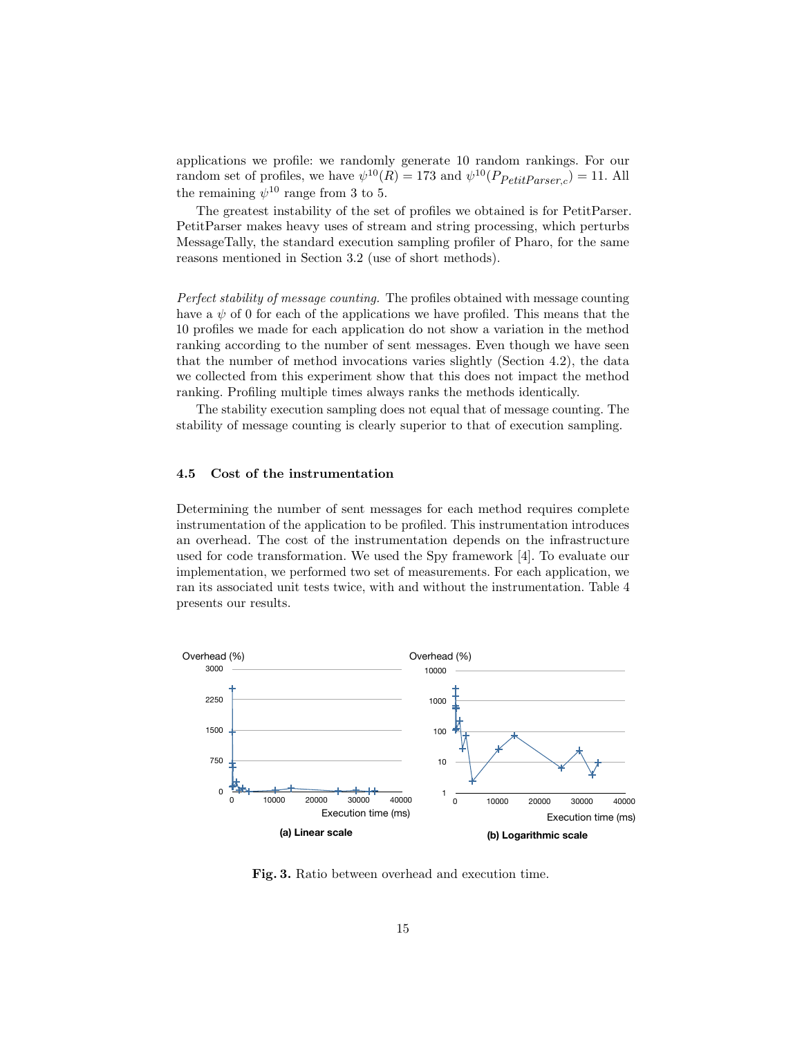applications we profile: we randomly generate 10 random rankings. For our random set of profiles, we have $\psi^{10}(R) = 173$ and $\psi^{10}(P_{PetitParser,c}) = 11$. All the remaining $\psi^{10}$ range from 3 to 5.

The greatest instability of the set of profiles we obtained is for PetitParser. PetitParser makes heavy uses of stream and string processing, which perturbs MessageTally, the standard execution sampling profiler of Pharo, for the same reasons mentioned in Section 3.2 (use of short methods).

*Perfect stability of message counting.* The profiles obtained with message counting have a $\psi$ of 0 for each of the applications we have profiled. This means that the 10 profiles we made for each application do not show a variation in the method ranking according to the number of sent messages. Even though we have seen that the number of method invocations varies slightly (Section 4.2), the data we collected from this experiment show that this does not impact the method ranking. Profiling multiple times always ranks the methods identically.

The stability execution sampling does not equal that of message counting. The stability of message counting is clearly superior to that of execution sampling.

### 4.5 Cost of the instrumentation

Determining the number of sent messages for each method requires complete instrumentation of the application to be profiled. This instrumentation introduces an overhead. The cost of the instrumentation depends on the infrastructure used for code transformation. We used the Spy framework [4]. To evaluate our implementation, we performed two set of measurements. For each application, we ran its associated unit tests twice, with and without the instrumentation. Table 4 presents our results.

**Fig. 3.** Ratio between overhead and execution time.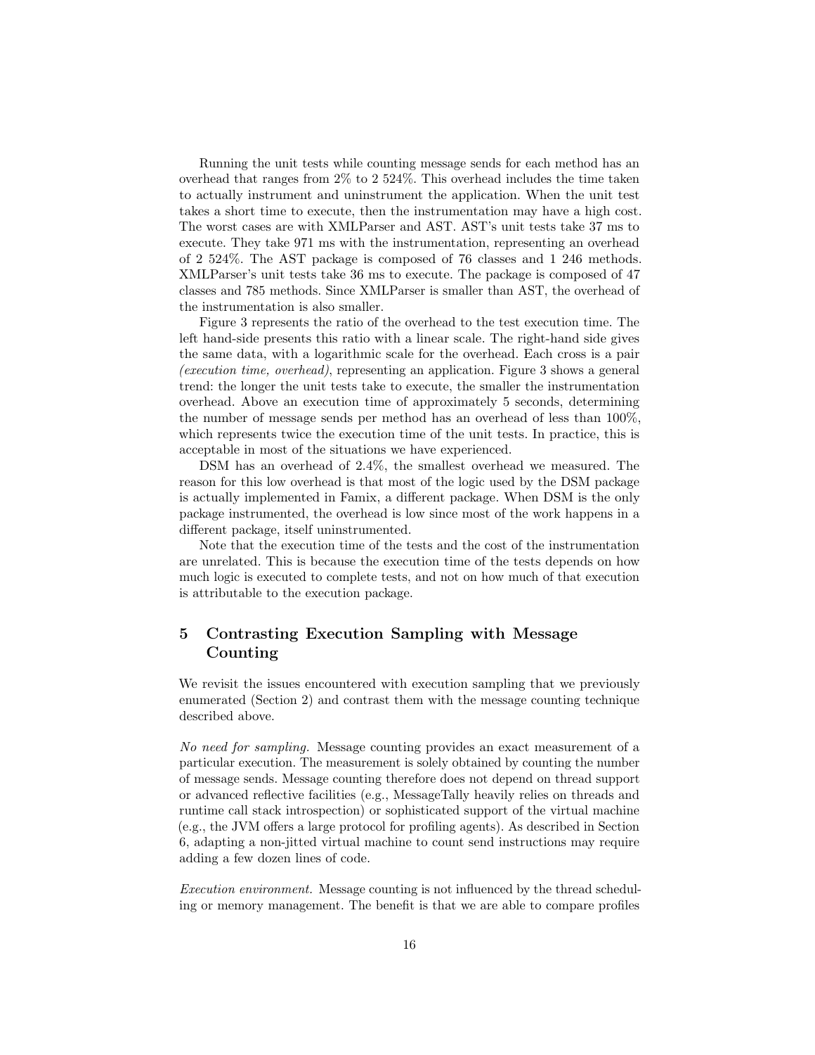Running the unit tests while counting message sends for each method has an overhead that ranges from 2% to 2 524%. This overhead includes the time taken to actually instrument and uninstrument the application. When the unit test takes a short time to execute, then the instrumentation may have a high cost. The worst cases are with XMLParser and AST. AST's unit tests take 37 ms to execute. They take 971 ms with the instrumentation, representing an overhead of 2 524%. The AST package is composed of 76 classes and 1 246 methods. XMLParser's unit tests take 36 ms to execute. The package is composed of 47 classes and 785 methods. Since XMLParser is smaller than AST, the overhead of the instrumentation is also smaller.

Figure 3 represents the ratio of the overhead to the test execution time. The left hand-side presents this ratio with a linear scale. The right-hand side gives the same data, with a logarithmic scale for the overhead. Each cross is a pair *(execution time, overhead)*, representing an application. Figure 3 shows a general trend: the longer the unit tests take to execute, the smaller the instrumentation overhead. Above an execution time of approximately 5 seconds, determining the number of message sends per method has an overhead of less than 100%, which represents twice the execution time of the unit tests. In practice, this is acceptable in most of the situations we have experienced.

DSM has an overhead of 2.4%, the smallest overhead we measured. The reason for this low overhead is that most of the logic used by the DSM package is actually implemented in Famix, a different package. When DSM is the only package instrumented, the overhead is low since most of the work happens in a different package, itself uninstrumented.

Note that the execution time of the tests and the cost of the instrumentation are unrelated. This is because the execution time of the tests depends on how much logic is executed to complete tests, and not on how much of that execution is attributable to the execution package.

## 5 Contrasting Execution Sampling with Message Counting

We revisit the issues encountered with execution sampling that we previously enumerated (Section 2) and contrast them with the message counting technique described above.

*No need for sampling.* Message counting provides an exact measurement of a particular execution. The measurement is solely obtained by counting the number of message sends. Message counting therefore does not depend on thread support or advanced reflective facilities (e.g., MessageTally heavily relies on threads and runtime call stack introspection) or sophisticated support of the virtual machine (e.g., the JVM offers a large protocol for profiling agents). As described in Section 6, adapting a non-jitted virtual machine to count send instructions may require adding a few dozen lines of code.

*Execution environment.* Message counting is not influenced by the thread scheduling or memory management. The benefit is that we are able to compare profiles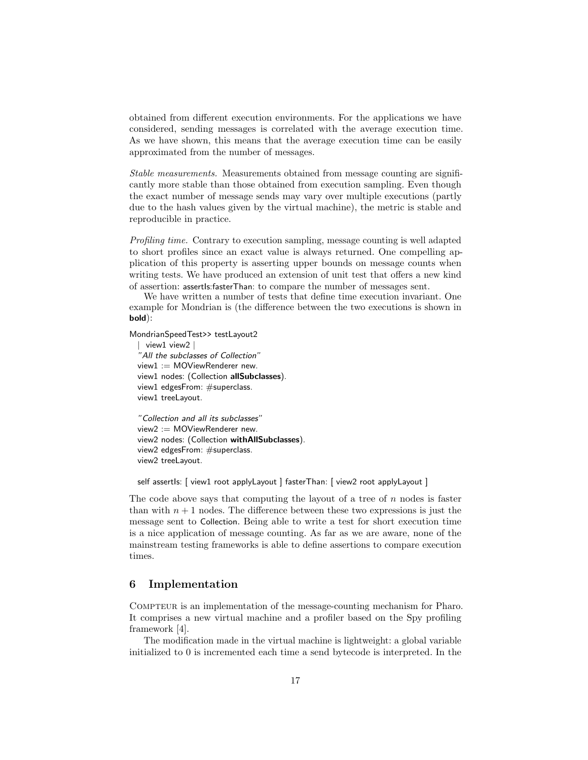obtained from different execution environments. For the applications we have considered, sending messages is correlated with the average execution time. As we have shown, this means that the average execution time can be easily approximated from the number of messages.

*Stable measurements.* Measurements obtained from message counting are significantly more stable than those obtained from execution sampling. Even though the exact number of message sends may vary over multiple executions (partly due to the hash values given by the virtual machine), the metric is stable and reproducible in practice.

*Profiling time.* Contrary to execution sampling, message counting is well adapted to short profiles since an exact value is always returned. One compelling application of this property is asserting upper bounds on message counts when writing tests. We have produced an extension of unit test that offers a new kind of assertion: assertIs:fasterThan: to compare the number of messages sent.

We have written a number of tests that define time execution invariant. One example for Mondrian is (the difference between the two executions is shown in **bold**):

```
MondrianSpeedTest>> testLayout2
  | view1 view2 |
  "All the subclasses of Collection"
  view1 := MOViewRenderer new.
  view1 nodes: (Collection allSubclasses).
  view1 edgesFrom: #superclass.
  view1 treeLayout.

  "Collection and all its subclasses"
  view2 := MOViewRenderer new.
  view2 nodes: (Collection withAllSubclasses).
  view2 edgesFrom: #superclass.
  view2 treeLayout.

  self assertIs: [ view1 root applyLayout ] fasterThan: [ view2 root applyLayout ]
```

The code above says that computing the layout of a tree of $n$ nodes is faster than with $n + 1$ nodes. The difference between these two expressions is just the message sent to Collection. Being able to write a test for short execution time is a nice application of message counting. As far as we are aware, none of the mainstream testing frameworks is able to define assertions to compare execution times.

## 6 Implementation

Compteur is an implementation of the message-counting mechanism for Pharo. It comprises a new virtual machine and a profiler based on the Spy profiling framework [4].

The modification made in the virtual machine is lightweight: a global variable initialized to 0 is incremented each time a send bytecode is interpreted. In the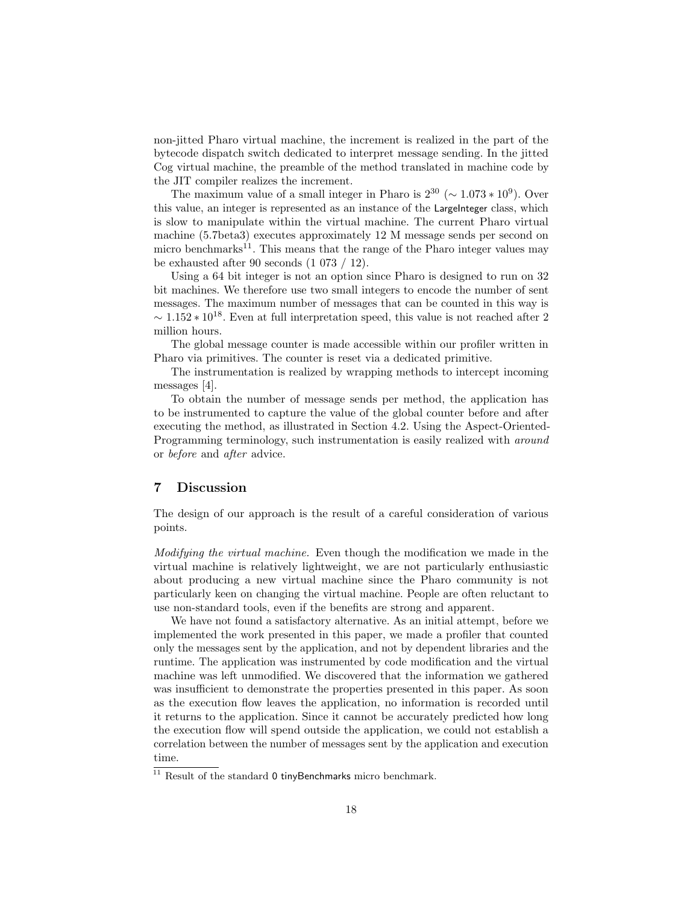non-jitted Pharo virtual machine, the increment is realized in the part of the bytecode dispatch switch dedicated to interpret message sending. In the jitted Cog virtual machine, the preamble of the method translated in machine code by the JIT compiler realizes the increment.

The maximum value of a small integer in Pharo is $2^{30}$ ($\sim 1.073 * 10^9$). Over this value, an integer is represented as an instance of the LargeInteger class, which is slow to manipulate within the virtual machine. The current Pharo virtual machine (5.7beta3) executes approximately 12 M message sends per second on micro benchmarks[11]. This means that the range of the Pharo integer values may be exhausted after 90 seconds (1 073 / 12).

Using a 64 bit integer is not an option since Pharo is designed to run on 32 bit machines. We therefore use two small integers to encode the number of sent messages. The maximum number of messages that can be counted in this way is $\sim 1.152 * 10^{18}$. Even at full interpretation speed, this value is not reached after 2 million hours.

The global message counter is made accessible within our profiler written in Pharo via primitives. The counter is reset via a dedicated primitive.

The instrumentation is realized by wrapping methods to intercept incoming messages [4].

To obtain the number of message sends per method, the application has to be instrumented to capture the value of the global counter before and after executing the method, as illustrated in Section 4.2. Using the Aspect-Oriented-Programming terminology, such instrumentation is easily realized with *around* or *before* and *after* advice.

## 7 Discussion

The design of our approach is the result of a careful consideration of various points.

*Modifying the virtual machine.* Even though the modification we made in the virtual machine is relatively lightweight, we are not particularly enthusiastic about producing a new virtual machine since the Pharo community is not particularly keen on changing the virtual machine. People are often reluctant to use non-standard tools, even if the benefits are strong and apparent.

We have not found a satisfactory alternative. As an initial attempt, before we implemented the work presented in this paper, we made a profiler that counted only the messages sent by the application, and not by dependent libraries and the runtime. The application was instrumented by code modification and the virtual machine was left unmodified. We discovered that the information we gathered was insufficient to demonstrate the properties presented in this paper. As soon as the execution flow leaves the application, no information is recorded until it returns to the application. Since it cannot be accurately predicted how long the execution flow will spend outside the application, we could not establish a correlation between the number of messages sent by the application and execution time.

[11] Result of the standard 0 tinyBenchmarks micro benchmark.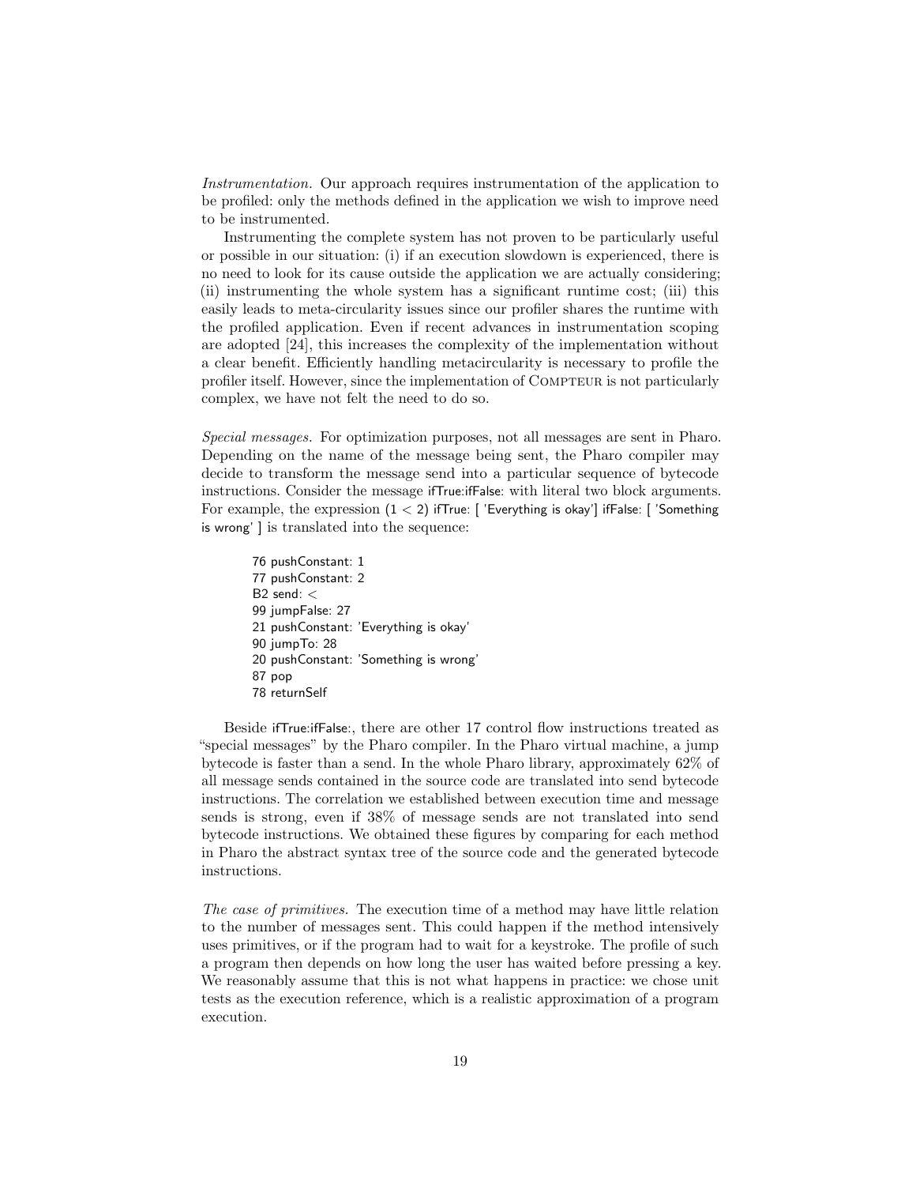*Instrumentation.* Our approach requires instrumentation of the application to be profiled: only the methods defined in the application we wish to improve need to be instrumented.

Instrumenting the complete system has not proven to be particularly useful or possible in our situation: (i) if an execution slowdown is experienced, there is no need to look for its cause outside the application we are actually considering; (ii) instrumenting the whole system has a significant runtime cost; (iii) this easily leads to meta-circularity issues since our profiler shares the runtime with the profiled application. Even if recent advances in instrumentation scoping are adopted [24], this increases the complexity of the implementation without a clear benefit. Efficiently handling metacircularity is necessary to profile the profiler itself. However, since the implementation of COMPTEUR is not particularly complex, we have not felt the need to do so.

*Special messages.* For optimization purposes, not all messages are sent in Pharo. Depending on the name of the message being sent, the Pharo compiler may decide to transform the message send into a particular sequence of bytecode instructions. Consider the message `ifTrue:ifFalse:` with literal two block arguments. For example, the expression `(1 < 2) ifTrue: [ 'Everything is okay'] ifFalse: [ 'Something is wrong' ]` is translated into the sequence:

```
76 pushConstant: 1
77 pushConstant: 2
B2 send: <
99 jumpFalse: 27
21 pushConstant: 'Everything is okay'
90 jumpTo: 28
20 pushConstant: 'Something is wrong'
87 pop
78 returnSelf
```

Beside `ifTrue:ifFalse:`, there are other 17 control flow instructions treated as "special messages" by the Pharo compiler. In the Pharo virtual machine, a jump bytecode is faster than a send. In the whole Pharo library, approximately 62% of all message sends contained in the source code are translated into send bytecode instructions. The correlation we established between execution time and message sends is strong, even if 38% of message sends are not translated into send bytecode instructions. We obtained these figures by comparing for each method in Pharo the abstract syntax tree of the source code and the generated bytecode instructions.

*The case of primitives.* The execution time of a method may have little relation to the number of messages sent. This could happen if the method intensively uses primitives, or if the program had to wait for a keystroke. The profile of such a program then depends on how long the user has waited before pressing a key. We reasonably assume that this is not what happens in practice: we chose unit tests as the execution reference, which is a realistic approximation of a program execution.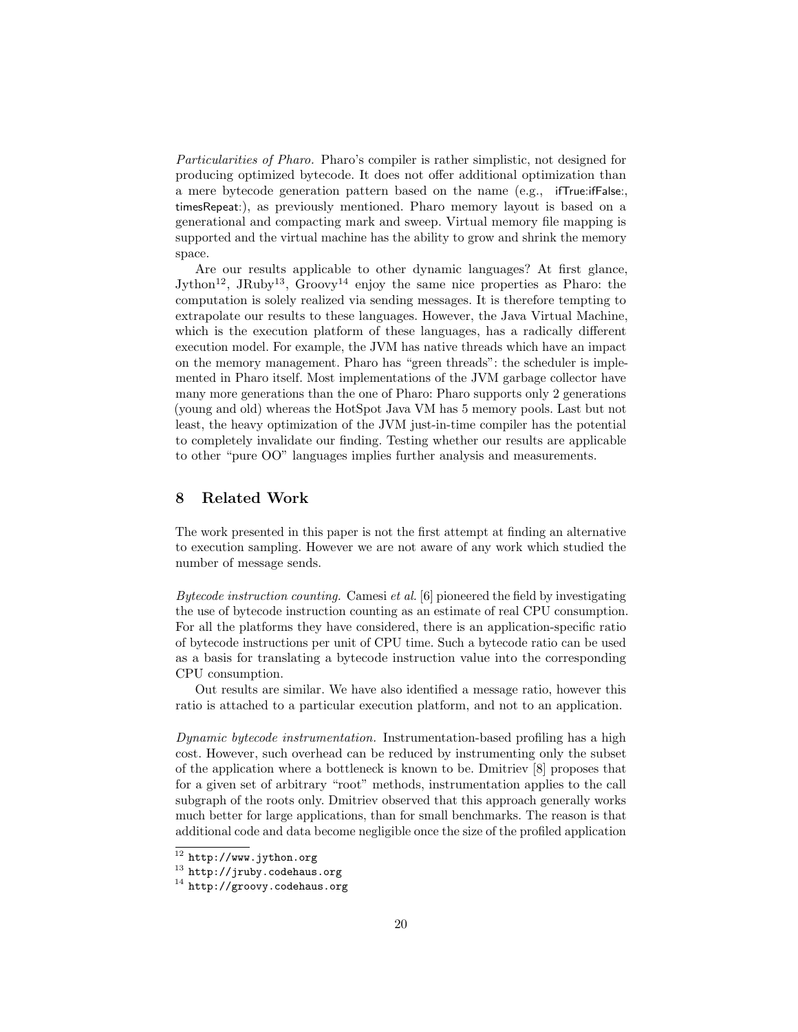*Particularities of Pharo.* Pharo's compiler is rather simplistic, not designed for producing optimized bytecode. It does not offer additional optimization than a mere bytecode generation pattern based on the name (e.g., ifTrue:ifFalse:, timesRepeat:), as previously mentioned. Pharo memory layout is based on a generational and compacting mark and sweep. Virtual memory file mapping is supported and the virtual machine has the ability to grow and shrink the memory space.

Are our results applicable to other dynamic languages? At first glance, Jython[12], JRuby[13], Groovy[14] enjoy the same nice properties as Pharo: the computation is solely realized via sending messages. It is therefore tempting to extrapolate our results to these languages. However, the Java Virtual Machine, which is the execution platform of these languages, has a radically different execution model. For example, the JVM has native threads which have an impact on the memory management. Pharo has "green threads": the scheduler is implemented in Pharo itself. Most implementations of the JVM garbage collector have many more generations than the one of Pharo: Pharo supports only 2 generations (young and old) whereas the HotSpot Java VM has 5 memory pools. Last but not least, the heavy optimization of the JVM just-in-time compiler has the potential to completely invalidate our finding. Testing whether our results are applicable to other "pure OO" languages implies further analysis and measurements.

## 8 Related Work

The work presented in this paper is not the first attempt at finding an alternative to execution sampling. However we are not aware of any work which studied the number of message sends.

*Bytecode instruction counting.* Camesi *et al.* [6] pioneered the field by investigating the use of bytecode instruction counting as an estimate of real CPU consumption. For all the platforms they have considered, there is an application-specific ratio of bytecode instructions per unit of CPU time. Such a bytecode ratio can be used as a basis for translating a bytecode instruction value into the corresponding CPU consumption.

Out results are similar. We have also identified a message ratio, however this ratio is attached to a particular execution platform, and not to an application.

*Dynamic bytecode instrumentation.* Instrumentation-based profiling has a high cost. However, such overhead can be reduced by instrumenting only the subset of the application where a bottleneck is known to be. Dmitriev [8] proposes that for a given set of arbitrary "root" methods, instrumentation applies to the call subgraph of the roots only. Dmitriev observed that this approach generally works much better for large applications, than for small benchmarks. The reason is that additional code and data become negligible once the size of the profiled application

[12] http://www.jython.org

[13] http://jruby.codehaus.org

[14] http://groovy.codehaus.org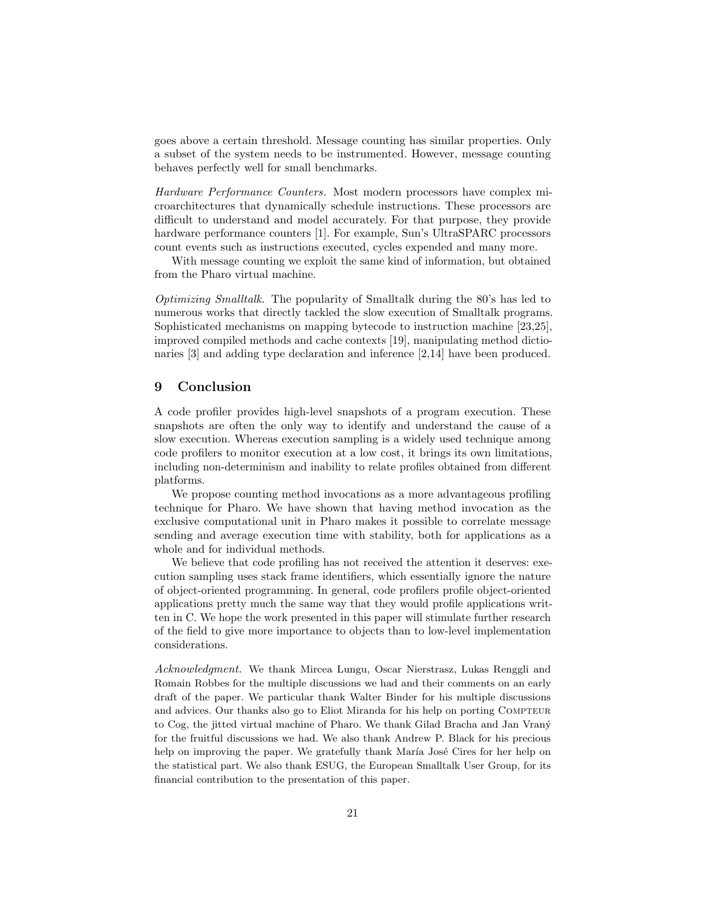goes above a certain threshold. Message counting has similar properties. Only a subset of the system needs to be instrumented. However, message counting behaves perfectly well for small benchmarks.

*Hardware Performance Counters.* Most modern processors have complex microarchitectures that dynamically schedule instructions. These processors are difficult to understand and model accurately. For that purpose, they provide hardware performance counters [1]. For example, Sun's UltraSPARC processors count events such as instructions executed, cycles expended and many more.

With message counting we exploit the same kind of information, but obtained from the Pharo virtual machine.

*Optimizing Smalltalk.* The popularity of Smalltalk during the 80's has led to numerous works that directly tackled the slow execution of Smalltalk programs. Sophisticated mechanisms on mapping bytecode to instruction machine [23,25], improved compiled methods and cache contexts [19], manipulating method dictionaries [3] and adding type declaration and inference [2,14] have been produced.

## 9 Conclusion

A code profiler provides high-level snapshots of a program execution. These snapshots are often the only way to identify and understand the cause of a slow execution. Whereas execution sampling is a widely used technique among code profilers to monitor execution at a low cost, it brings its own limitations, including non-determinism and inability to relate profiles obtained from different platforms.

We propose counting method invocations as a more advantageous profiling technique for Pharo. We have shown that having method invocation as the exclusive computational unit in Pharo makes it possible to correlate message sending and average execution time with stability, both for applications as a whole and for individual methods.

We believe that code profiling has not received the attention it deserves: execution sampling uses stack frame identifiers, which essentially ignore the nature of object-oriented programming. In general, code profilers profile object-oriented applications pretty much the same way that they would profile applications written in C. We hope the work presented in this paper will stimulate further research of the field to give more importance to objects than to low-level implementation considerations.

*Acknowledgment.* We thank Mircea Lungu, Oscar Nierstrasz, Lukas Renggli and Romain Robbes for the multiple discussions we had and their comments on an early draft of the paper. We particular thank Walter Binder for his multiple discussions and advices. Our thanks also go to Eliot Miranda for his help on porting Compteur to Cog, the jitted virtual machine of Pharo. We thank Gilad Bracha and Jan Vraný for the fruitful discussions we had. We also thank Andrew P. Black for his precious help on improving the paper. We gratefully thank María José Cires for her help on the statistical part. We also thank ESUG, the European Smalltalk User Group, for its financial contribution to the presentation of this paper.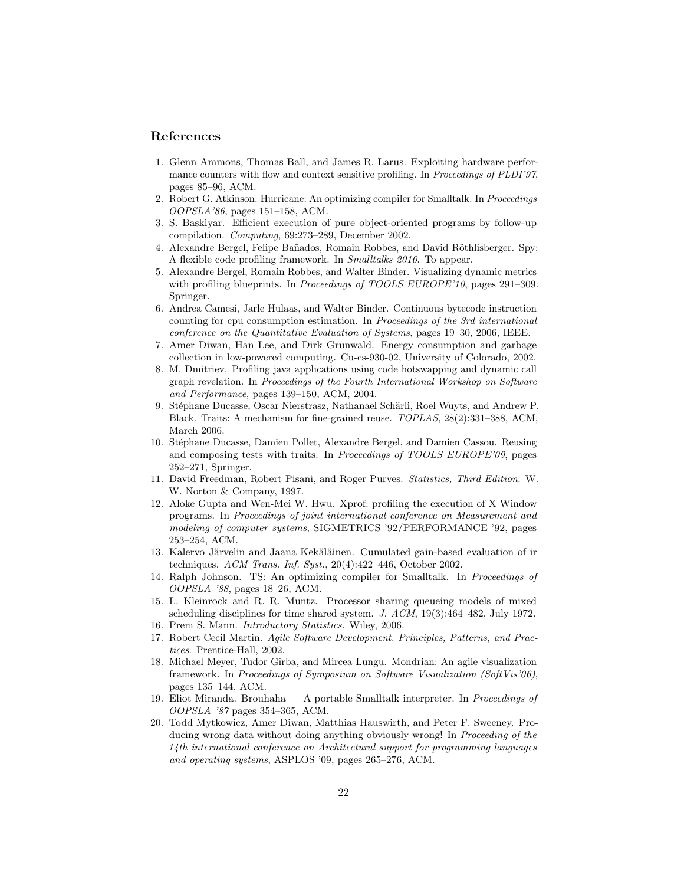## References

1. Glenn Ammons, Thomas Ball, and James R. Larus. Exploiting hardware performance counters with flow and context sensitive profiling. In *Proceedings of PLDI'97*, pages 85–96, ACM.
2. Robert G. Atkinson. Hurricane: An optimizing compiler for Smalltalk. In *Proceedings OOPSLA'86*, pages 151–158, ACM.
3. S. Baskiyar. Efficient execution of pure object-oriented programs by follow-up compilation. *Computing*, 69:273–289, December 2002.
4. Alexandre Bergel, Felipe Bañados, Romain Robbes, and David Röthlisberger. Spy: A flexible code profiling framework. In *Smalltalks 2010*. To appear.
5. Alexandre Bergel, Romain Robbes, and Walter Binder. Visualizing dynamic metrics with profiling blueprints. In *Proceedings of TOOLS EUROPE'10*, pages 291–309. Springer.
6. Andrea Camesi, Jarle Hulaas, and Walter Binder. Continuous bytecode instruction counting for cpu consumption estimation. In *Proceedings of the 3rd international conference on the Quantitative Evaluation of Systems*, pages 19–30, 2006, IEEE.
7. Amer Diwan, Han Lee, and Dirk Grunwald. Energy consumption and garbage collection in low-powered computing. Cu-cs-930-02, University of Colorado, 2002.
8. M. Dmitriev. Profiling java applications using code hotswapping and dynamic call graph revelation. In *Proceedings of the Fourth International Workshop on Software and Performance*, pages 139–150, ACM, 2004.
9. Stéphane Ducasse, Oscar Nierstrasz, Nathanael Schärli, Roel Wuyts, and Andrew P. Black. Traits: A mechanism for fine-grained reuse. *TOPLAS*, 28(2):331–388, ACM, March 2006.
10. Stéphane Ducasse, Damien Pollet, Alexandre Bergel, and Damien Cassou. Reusing and composing tests with traits. In *Proceedings of TOOLS EUROPE'09*, pages 252–271, Springer.
11. David Freedman, Robert Pisani, and Roger Purves. *Statistics, Third Edition*. W. W. Norton & Company, 1997.
12. Aloke Gupta and Wen-Mei W. Hwu. Xprof: profiling the execution of X Window programs. In *Proceedings of joint international conference on Measurement and modeling of computer systems*, SIGMETRICS '92/PERFORMANCE '92, pages 253–254, ACM.
13. Kalervo Järvelin and Jaana Kekäläinen. Cumulated gain-based evaluation of ir techniques. *ACM Trans. Inf. Syst.*, 20(4):422–446, October 2002.
14. Ralph Johnson. TS: An optimizing compiler for Smalltalk. In *Proceedings of OOPSLA '88*, pages 18–26, ACM.
15. L. Kleinrock and R. R. Muntz. Processor sharing queueing models of mixed scheduling disciplines for time shared system. *J. ACM*, 19(3):464–482, July 1972.
16. Prem S. Mann. *Introductory Statistics*. Wiley, 2006.
17. Robert Cecil Martin. *Agile Software Development. Principles, Patterns, and Practices*. Prentice-Hall, 2002.
18. Michael Meyer, Tudor Gîrba, and Mircea Lungu. Mondrian: An agile visualization framework. In *Proceedings of Symposium on Software Visualization (SoftVis'06)*, pages 135–144, ACM.
19. Eliot Miranda. Brouhaha — A portable Smalltalk interpreter. In *Proceedings of OOPSLA '87* pages 354–365, ACM.
20. Todd Mytkowicz, Amer Diwan, Matthias Hauswirth, and Peter F. Sweeney. Producing wrong data without doing anything obviously wrong! In *Proceeding of the 14th international conference on Architectural support for programming languages and operating systems*, ASPLOS '09, pages 265–276, ACM.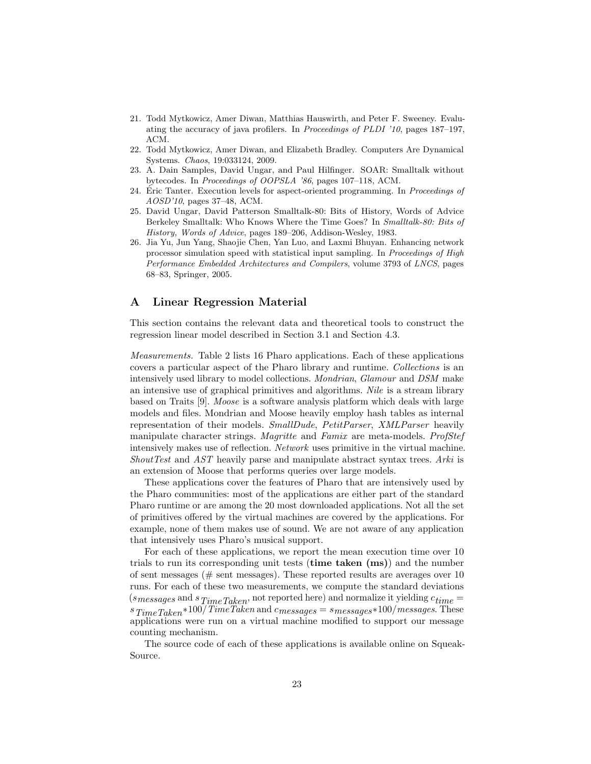21. Todd Mytkowicz, Amer Diwan, Matthias Hauswirth, and Peter F. Sweeney. Evaluating the accuracy of java profilers. In *Proceedings of PLDI '10*, pages 187–197, ACM.
22. Todd Mytkowicz, Amer Diwan, and Elizabeth Bradley. Computers Are Dynamical Systems. *Chaos*, 19:033124, 2009.
23. A. Dain Samples, David Ungar, and Paul Hilfinger. SOAR: Smalltalk without bytecodes. In *Proceedings of OOPSLA '86*, pages 107–118, ACM.
24. Éric Tanter. Execution levels for aspect-oriented programming. In *Proceedings of AOSD'10*, pages 37–48, ACM.
25. David Ungar, David Patterson Smalltalk-80: Bits of History, Words of Advice Berkeley Smalltalk: Who Knows Where the Time Goes? In *Smalltalk-80: Bits of History, Words of Advice*, pages 189–206, Addison-Wesley, 1983.
26. Jia Yu, Jun Yang, Shaojie Chen, Yan Luo, and Laxmi Bhuyan. Enhancing network processor simulation speed with statistical input sampling. In *Proceedings of High Performance Embedded Architectures and Compilers*, volume 3793 of *LNCS*, pages 68–83, Springer, 2005.

## A Linear Regression Material

This section contains the relevant data and theoretical tools to construct the regression linear model described in Section 3.1 and Section 4.3.

*Measurements.* Table 2 lists 16 Pharo applications. Each of these applications covers a particular aspect of the Pharo library and runtime. *Collections* is an intensively used library to model collections. *Mondrian*, *Glamour* and *DSM* make an intensive use of graphical primitives and algorithms. *Nile* is a stream library based on Traits [9]. *Moose* is a software analysis platform which deals with large models and files. Mondrian and Moose heavily employ hash tables as internal representation of their models. *SmallDude*, *PetitParser*, *XMLParser* heavily manipulate character strings. *Magritte* and *Famix* are meta-models. *ProfStef* intensively makes use of reflection. *Network* uses primitive in the virtual machine. *ShoutTest* and *AST* heavily parse and manipulate abstract syntax trees. *Arki* is an extension of Moose that performs queries over large models.

These applications cover the features of Pharo that are intensively used by the Pharo communities: most of the applications are either part of the standard Pharo runtime or are among the 20 most downloaded applications. Not all the set of primitives offered by the virtual machines are covered by the applications. For example, none of them makes use of sound. We are not aware of any application that intensively uses Pharo's musical support.

For each of these applications, we report the mean execution time over 10 trials to run its corresponding unit tests (**time taken (ms)**) and the number of sent messages (# sent messages). These reported results are averages over 10 runs. For each of these two measurements, we compute the standard deviations ($s_{messages}$ and $s_{TimeTaken}$, not reported here) and normalize it yielding $c_{time} = s_{TimeTaken} * 100 / TimeTaken$ and $c_{messages} = s_{messages} * 100 / messages$. These applications were run on a virtual machine modified to support our message counting mechanism.

The source code of each of these applications is available online on SqueakSource.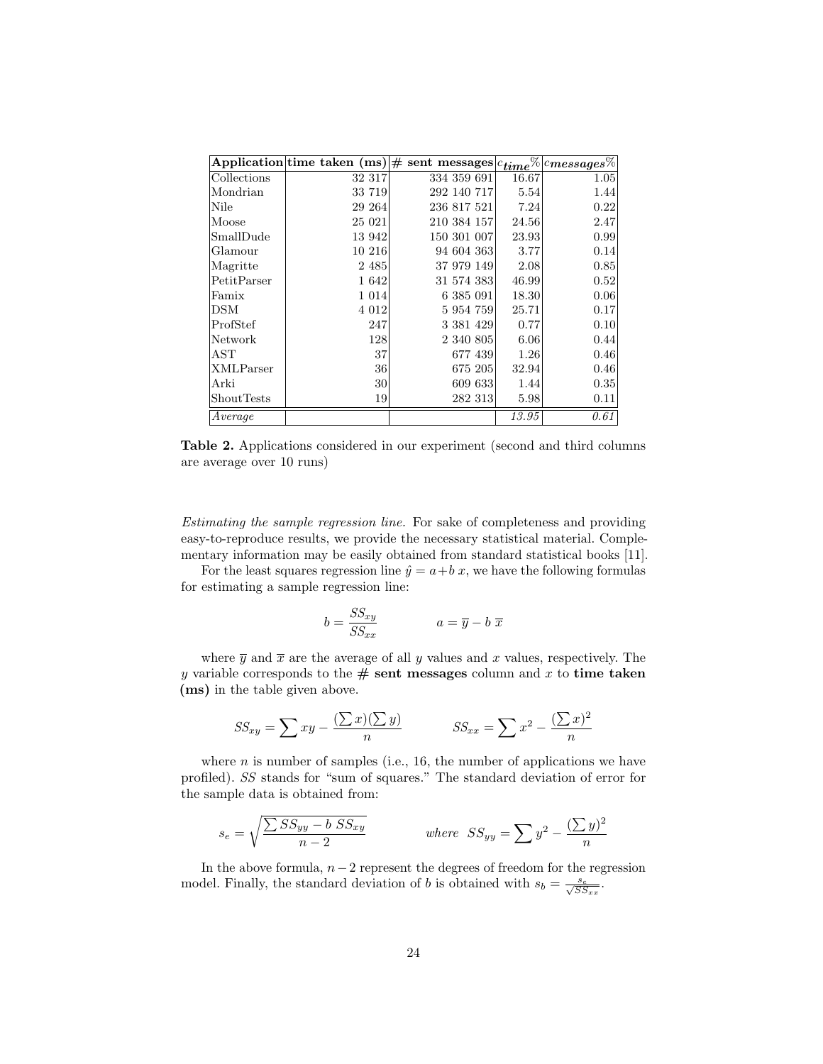| Application | time taken (ms) | # sent messages | $c_{time}$% | $c_{messages}$% |
|---|---|---|---|---|
| Collections | 32 317 | 334 359 691 | 16.67 | 1.05 |
| Mondrian | 33 719 | 292 140 717 | 5.54 | 1.44 |
| Nile | 29 264 | 236 817 521 | 7.24 | 0.22 |
| Moose | 25 021 | 210 384 157 | 24.56 | 2.47 |
| SmallDude | 13 942 | 150 301 007 | 23.93 | 0.99 |
| Glamour | 10 216 | 94 604 363 | 3.77 | 0.14 |
| Magritte | 2 485 | 37 979 149 | 2.08 | 0.85 |
| PetitParser | 1 642 | 31 574 383 | 46.99 | 0.52 |
| Famix | 1 014 | 6 385 091 | 18.30 | 0.06 |
| DSM | 4 012 | 5 954 759 | 25.71 | 0.17 |
| ProfStef | 247 | 3 381 429 | 0.77 | 0.10 |
| Network | 128 | 2 340 805 | 6.06 | 0.44 |
| AST | 37 | 677 439 | 1.26 | 0.46 |
| XMLParser | 36 | 675 205 | 32.94 | 0.46 |
| Arki | 30 | 609 633 | 1.44 | 0.35 |
| ShoutTests | 19 | 282 313 | 5.98 | 0.11 |
| *Average* | | | *13.95* | *0.61* |

**Table 2.** Applications considered in our experiment (second and third columns are average over 10 runs)

*Estimating the sample regression line.* For sake of completeness and providing easy-to-reproduce results, we provide the necessary statistical material. Complementary information may be easily obtained from standard statistical books [11].

For the least squares regression line $\hat{y} = a + b\,x$, we have the following formulas for estimating a sample regression line:

$$b = \frac{SS_{xy}}{SS_{xx}} \qquad a = \overline{y} - b\,\overline{x}$$

where $\overline{y}$ and $\overline{x}$ are the average of all $y$ values and $x$ values, respectively. The $y$ variable corresponds to the **# sent messages** column and $x$ to **time taken (ms)** in the table given above.

$$SS_{xy} = \sum xy - \frac{(\sum x)(\sum y)}{n} \qquad SS_{xx} = \sum x^2 - \frac{(\sum x)^2}{n}$$

where $n$ is number of samples (i.e., 16, the number of applications we have profiled). *SS* stands for "sum of squares." The standard deviation of error for the sample data is obtained from:

$$s_e = \sqrt{\frac{\sum SS_{yy} - b\ SS_{xy}}{n-2}} \qquad where\ \ SS_{yy} = \sum y^2 - \frac{(\sum y)^2}{n}$$

In the above formula, $n-2$ represent the degrees of freedom for the regression model. Finally, the standard deviation of $b$ is obtained with $s_b = \frac{s_e}{\sqrt{SS_{xx}}}$.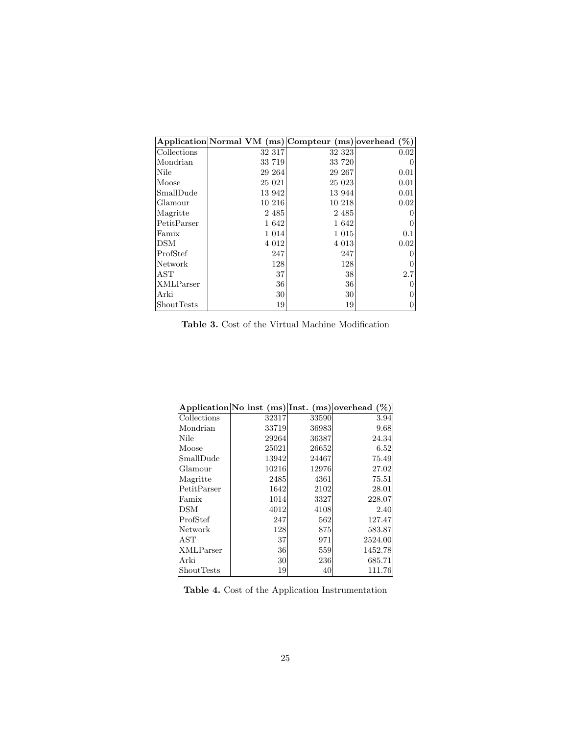| Application | Normal VM (ms) | Compteur (ms) | overhead (%) |
| --- | --- | --- | --- |
| Collections | 32 317 | 32 323 | 0.02 |
| Mondrian | 33 719 | 33 720 | 0 |
| Nile | 29 264 | 29 267 | 0.01 |
| Moose | 25 021 | 25 023 | 0.01 |
| SmallDude | 13 942 | 13 944 | 0.01 |
| Glamour | 10 216 | 10 218 | 0.02 |
| Magritte | 2 485 | 2 485 | 0 |
| PetitParser | 1 642 | 1 642 | 0 |
| Famix | 1 014 | 1 015 | 0.1 |
| DSM | 4 012 | 4 013 | 0.02 |
| ProfStef | 247 | 247 | 0 |
| Network | 128 | 128 | 0 |
| AST | 37 | 38 | 2.7 |
| XMLParser | 36 | 36 | 0 |
| Arki | 30 | 30 | 0 |
| ShoutTests | 19 | 19 | 0 |

**Table 3.** Cost of the Virtual Machine Modification

| Application | No inst (ms) | Inst. (ms) | overhead (%) |
| --- | --- | --- | --- |
| Collections | 32317 | 33590 | 3.94 |
| Mondrian | 33719 | 36983 | 9.68 |
| Nile | 29264 | 36387 | 24.34 |
| Moose | 25021 | 26652 | 6.52 |
| SmallDude | 13942 | 24467 | 75.49 |
| Glamour | 10216 | 12976 | 27.02 |
| Magritte | 2485 | 4361 | 75.51 |
| PetitParser | 1642 | 2102 | 28.01 |
| Famix | 1014 | 3327 | 228.07 |
| DSM | 4012 | 4108 | 2.40 |
| ProfStef | 247 | 562 | 127.47 |
| Network | 128 | 875 | 583.87 |
| AST | 37 | 971 | 2524.00 |
| XMLParser | 36 | 559 | 1452.78 |
| Arki | 30 | 236 | 685.71 |
| ShoutTests | 19 | 40 | 111.76 |

**Table 4.** Cost of the Application Instrumentation